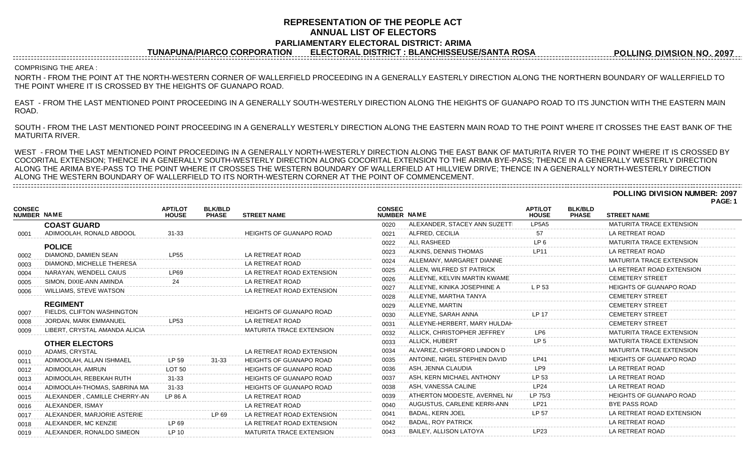# REPRESENTATION OF THE PEOPLE ACT
## ANNUAL LIST OF ELECTORS
### PARLIAMENTARY ELECTORAL DISTRICT: ARIMA
### TUNAPUNA/PIARCO CORPORATION ELECTORAL DISTRICT : BLANCHISSEUSE/SANTA ROSA

**POLLING DIVISION NO. 2097**

COMPRISING THE AREA :

NORTH - FROM THE POINT AT THE NORTH-WESTERN CORNER OF WALLERFIELD PROCEEDING IN A GENERALLY EASTERLY DIRECTION ALONG THE NORTHERN BOUNDARY OF WALLERFIELD TO THE POINT WHERE IT IS CROSSED BY THE HEIGHTS OF GUANAPO ROAD.

EAST - FROM THE LAST MENTIONED POINT PROCEEDING IN A GENERALLY SOUTH-WESTERLY DIRECTION ALONG THE HEIGHTS OF GUANAPO ROAD TO ITS JUNCTION WITH THE EASTERN MAIN ROAD.

SOUTH - FROM THE LAST MENTIONED POINT PROCEEDING IN A GENERALLY WESTERLY DIRECTION ALONG THE EASTERN MAIN ROAD TO THE POINT WHERE IT CROSSES THE EAST BANK OF THE MATURITA RIVER.

WEST - FROM THE LAST MENTIONED POINT PROCEEDING IN A GENERALLY NORTH-WESTERLY DIRECTION ALONG THE EAST BANK OF MATURITA RIVER TO THE POINT WHERE IT IS CROSSED BY COCORITAL EXTENSION; THENCE IN A GENERALLY SOUTH-WESTERLY DIRECTION ALONG COCORITAL EXTENSION TO THE ARIMA BYE-PASS; THENCE IN A GENERALLY WESTERLY DIRECTION ALONG THE ARIMA BYE-PASS TO THE POINT WHERE IT CROSSES THE WESTERN BOUNDARY OF WALLERFIELD AT HILLVIEW DRIVE; THENCE IN A GENERALLY NORTH-WESTERLY DIRECTION ALONG THE WESTERN BOUNDARY OF WALLERFIELD TO ITS NORTH-WESTERN CORNER AT THE POINT OF COMMENCEMENT.

**POLLING DIVISION NUMBER: 2097**

| CONSEC NUMBER | NAME | APT/LOT HOUSE | BLK/BLD PHASE | STREET NAME |
|---|---|---|---|---|
| | **COAST GUARD** | | | |
| 0001 | ADIMOOLAH, RONALD ABDOOL | 31-33 | | HEIGHTS OF GUANAPO ROAD |
| | **POLICE** | | | |
| 0002 | DIAMOND, DAMIEN SEAN | LP55 | | LA RETREAT ROAD |
| 0003 | DIAMOND, MICHELLE THERESA | | | LA RETREAT ROAD |
| 0004 | NARAYAN, WENDELL CAIUS | LP69 | | LA RETREAT ROAD EXTENSION |
| 0005 | SIMON, DIXIE-ANN AMINDA | 24 | | LA RETREAT ROAD |
| 0006 | WILLIAMS, STEVE WATSON | | | LA RETREAT ROAD EXTENSION |
| | **REGIMENT** | | | |
| 0007 | FIELDS, CLIFTON WASHINGTON | | | HEIGHTS OF GUANAPO ROAD |
| 0008 | JORDAN, MARK EMMANUEL | LP53 | | LA RETREAT ROAD |
| 0009 | LIBERT, CRYSTAL AMANDA ALICIA | | | MATURITA TRACE EXTENSION |
| | **OTHER ELECTORS** | | | |
| 0010 | ADAMS, CRYSTAL | | | LA RETREAT ROAD EXTENSION |
| 0011 | ADIMOOLAH, ALLAN ISHMAEL | LP 59 | 31-33 | HEIGHTS OF GUANAPO ROAD |
| 0012 | ADIMOOLAH, AMRUN | LOT 50 | | HEIGHTS OF GUANAPO ROAD |
| 0013 | ADIMOOLAH, REBEKAH RUTH | 31-33 | | HEIGHTS OF GUANAPO ROAD |
| 0014 | ADIMOOLAH-THOMAS, SABRINA MA | 31-33 | | HEIGHTS OF GUANAPO ROAD |
| 0015 | ALEXANDER , CAMILLE CHERRY-AN | LP 86 A | | LA RETREAT ROAD |
| 0016 | ALEXANDER, ISMAY | | | LA RETREAT ROAD |
| 0017 | ALEXANDER, MARJORIE ASTERIE | | LP 69 | LA RETREAT ROAD EXTENSION |
| 0018 | ALEXANDER, MC KENZIE | LP 69 | | LA RETREAT ROAD EXTENSION |
| 0019 | ALEXANDER, RONALDO SIMEON | LP 10 | | MATURITA TRACE EXTENSION |
| 0020 | ALEXANDER, STACEY ANN SUZETTI | LP5A5 | | MATURITA TRACE EXTENSION |
| 0021 | ALFRED, CECILIA | 57 | | LA RETREAT ROAD |
| 0022 | ALI, RASHEED | LP 6 | | MATURITA TRACE EXTENSION |
| 0023 | ALKINS, DENNIS THOMAS | LP11 | | LA RETREAT ROAD |
| 0024 | ALLEMANY, MARGARET DIANNE | | | MATURITA TRACE EXTENSION |
| 0025 | ALLEN, WILFRED ST PATRICK | | | LA RETREAT ROAD EXTENSION |
| 0026 | ALLEYNE, KELVIN MARTIN KWAME | | | CEMETERY STREET |
| 0027 | ALLEYNE, KINIKA JOSEPHINE A | L P 53 | | HEIGHTS OF GUANAPO ROAD |
| 0028 | ALLEYNE, MARTHA TANYA | | | CEMETERY STREET |
| 0029 | ALLEYNE, MARTIN | | | CEMETERY STREET |
| 0030 | ALLEYNE, SARAH ANNA | LP 17 | | CEMETERY STREET |
| 0031 | ALLEYNE-HERBERT, MARY HULDAH | | | CEMETERY STREET |
| 0032 | ALLICK, CHRISTOPHER JEFFREY | LP6 | | MATURITA TRACE EXTENSION |
| 0033 | ALLICK, HUBERT | LP 5 | | MATURITA TRACE EXTENSION |
| 0034 | ALVAREZ, CHRISFORD LINDON D | | | MATURITA TRACE EXTENSION |
| 0035 | ANTOINE, NIGEL STEPHEN DAVID | LP41 | | HEIGHTS OF GUANAPO ROAD |
| 0036 | ASH, JENNA CLAUDIA | LP9 | | LA RETREAT ROAD |
| 0037 | ASH, KERN MICHAEL ANTHONY | LP 53 | | LA RETREAT ROAD |
| 0038 | ASH, VANESSA CALINE | LP24 | | LA RETREAT ROAD |
| 0039 | ATHERTON MODESTE, AVERNEL N/ | LP 75/3 | | HEIGHTS OF GUANAPO ROAD |
| 0040 | AUGUSTUS, CARLENE KERRI-ANN | LP21 | | BYE PASS ROAD |
| 0041 | BADAL, KERN JOEL | LP 57 | | LA RETREAT ROAD EXTENSION |
| 0042 | BADAL, ROY PATRICK | | | LA RETREAT ROAD |
| 0043 | BAILEY, ALLISON LATOYA | LP23 | | LA RETREAT ROAD |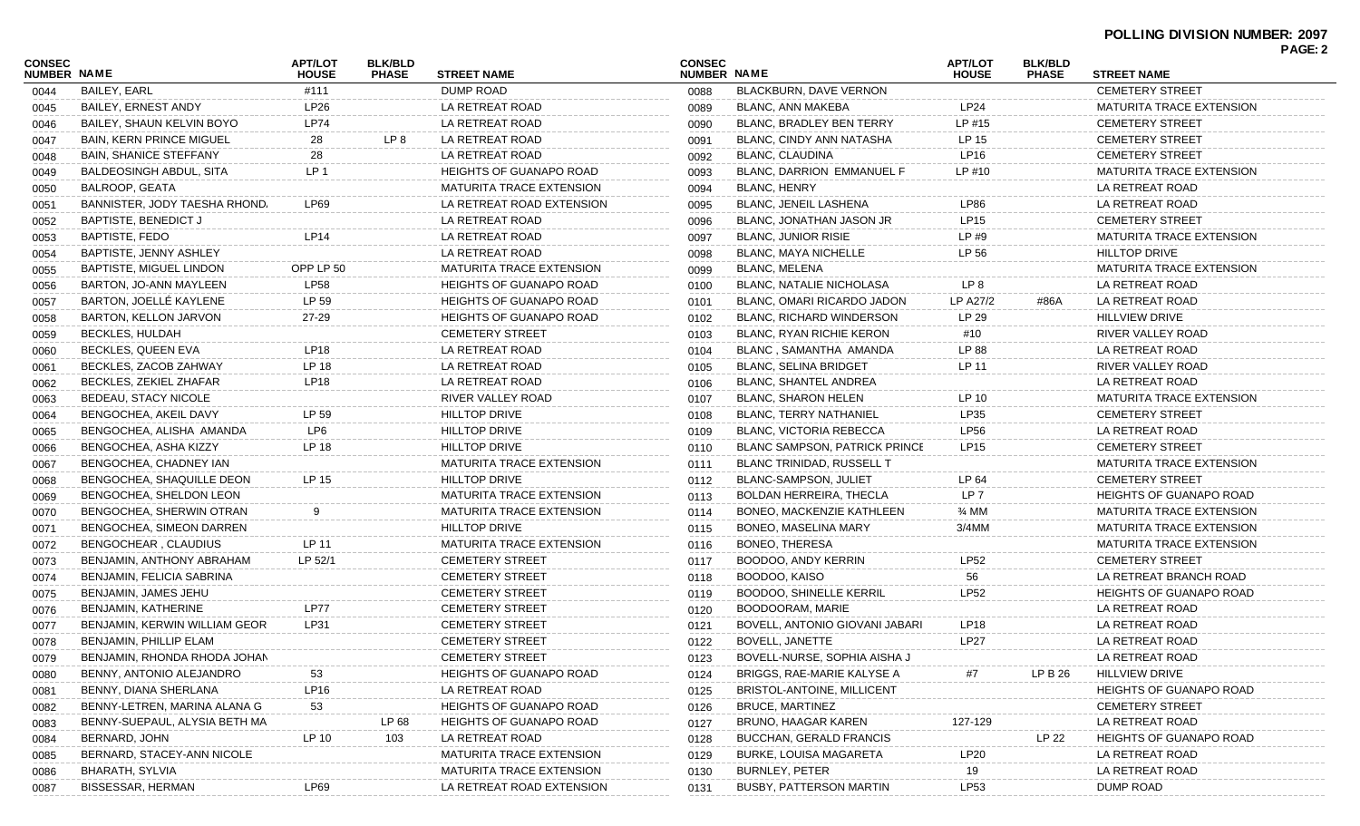**POLLING DIVISION NUMBER: 2097**

| CONSEC NUMBER | NAME | APT/LOT HOUSE | BLK/BLD PHASE | STREET NAME |
|---|---|---|---|---|
| 0044 | BAILEY, EARL | #111 | | DUMP ROAD |
| 0045 | BAILEY, ERNEST ANDY | LP26 | | LA RETREAT ROAD |
| 0046 | BAILEY, SHAUN KELVIN BOYO | LP74 | | LA RETREAT ROAD |
| 0047 | BAIN, KERN PRINCE MIGUEL | 28 | LP 8 | LA RETREAT ROAD |
| 0048 | BAIN, SHANICE STEFFANY | 28 | | LA RETREAT ROAD |
| 0049 | BALDEOSINGH ABDUL, SITA | LP 1 | | HEIGHTS OF GUANAPO ROAD |
| 0050 | BALROOP, GEATA | | | MATURITA TRACE EXTENSION |
| 0051 | BANNISTER, JODY TAESHA RHOND. | LP69 | | LA RETREAT ROAD EXTENSION |
| 0052 | BAPTISTE, BENEDICT J | | | LA RETREAT ROAD |
| 0053 | BAPTISTE, FEDO | LP14 | | LA RETREAT ROAD |
| 0054 | BAPTISTE, JENNY ASHLEY | | | LA RETREAT ROAD |
| 0055 | BAPTISTE, MIGUEL LINDON | OPP LP 50 | | MATURITA TRACE EXTENSION |
| 0056 | BARTON, JO-ANN MAYLEEN | LP58 | | HEIGHTS OF GUANAPO ROAD |
| 0057 | BARTON, JOELLÉ KAYLENE | LP 59 | | HEIGHTS OF GUANAPO ROAD |
| 0058 | BARTON, KELLON JARVON | 27-29 | | HEIGHTS OF GUANAPO ROAD |
| 0059 | BECKLES, HULDAH | | | CEMETERY STREET |
| 0060 | BECKLES, QUEEN EVA | LP18 | | LA RETREAT ROAD |
| 0061 | BECKLES, ZACOB ZAHWAY | LP 18 | | LA RETREAT ROAD |
| 0062 | BECKLES, ZEKIEL ZHAFAR | LP18 | | LA RETREAT ROAD |
| 0063 | BEDEAU, STACY NICOLE | | | RIVER VALLEY ROAD |
| 0064 | BENGOCHEA, AKEIL DAVY | LP 59 | | HILLTOP DRIVE |
| 0065 | BENGOCHEA, ALISHA AMANDA | LP6 | | HILLTOP DRIVE |
| 0066 | BENGOCHEA, ASHA KIZZY | LP 18 | | HILLTOP DRIVE |
| 0067 | BENGOCHEA, CHADNEY IAN | | | MATURITA TRACE EXTENSION |
| 0068 | BENGOCHEA, SHAQUILLE DEON | LP 15 | | HILLTOP DRIVE |
| 0069 | BENGOCHEA, SHELDON LEON | | | MATURITA TRACE EXTENSION |
| 0070 | BENGOCHEA, SHERWIN OTRAN | 9 | | MATURITA TRACE EXTENSION |
| 0071 | BENGOCHEA, SIMEON DARREN | | | HILLTOP DRIVE |
| 0072 | BENGOCHEAR , CLAUDIUS | LP 11 | | MATURITA TRACE EXTENSION |
| 0073 | BENJAMIN, ANTHONY ABRAHAM | LP 52/1 | | CEMETERY STREET |
| 0074 | BENJAMIN, FELICIA SABRINA | | | CEMETERY STREET |
| 0075 | BENJAMIN, JAMES JEHU | | | CEMETERY STREET |
| 0076 | BENJAMIN, KATHERINE | LP77 | | CEMETERY STREET |
| 0077 | BENJAMIN, KERWIN WILLIAM GEOR | LP31 | | CEMETERY STREET |
| 0078 | BENJAMIN, PHILLIP ELAM | | | CEMETERY STREET |
| 0079 | BENJAMIN, RHONDA RHODA JOHAN | | | CEMETERY STREET |
| 0080 | BENNY, ANTONIO ALEJANDRO | 53 | | HEIGHTS OF GUANAPO ROAD |
| 0081 | BENNY, DIANA SHERLANA | LP16 | | LA RETREAT ROAD |
| 0082 | BENNY-LETREN, MARINA ALANA G | 53 | | HEIGHTS OF GUANAPO ROAD |
| 0083 | BENNY-SUEPAUL, ALYSIA BETH MA | | LP 68 | HEIGHTS OF GUANAPO ROAD |
| 0084 | BERNARD, JOHN | LP 10 | 103 | LA RETREAT ROAD |
| 0085 | BERNARD, STACEY-ANN NICOLE | | | MATURITA TRACE EXTENSION |
| 0086 | BHARATH, SYLVIA | | | MATURITA TRACE EXTENSION |
| 0087 | BISSESSAR, HERMAN | LP69 | | LA RETREAT ROAD EXTENSION |
| 0088 | BLACKBURN, DAVE VERNON | | | CEMETERY STREET |
| 0089 | BLANC, ANN MAKEBA | LP24 | | MATURITA TRACE EXTENSION |
| 0090 | BLANC, BRADLEY BEN TERRY | LP #15 | | CEMETERY STREET |
| 0091 | BLANC, CINDY ANN NATASHA | LP 15 | | CEMETERY STREET |
| 0092 | BLANC, CLAUDINA | LP16 | | CEMETERY STREET |
| 0093 | BLANC, DARRION EMMANUEL F | LP #10 | | MATURITA TRACE EXTENSION |
| 0094 | BLANC, HENRY | | | LA RETREAT ROAD |
| 0095 | BLANC, JENEIL LASHENA | LP86 | | LA RETREAT ROAD |
| 0096 | BLANC, JONATHAN JASON JR | LP15 | | CEMETERY STREET |
| 0097 | BLANC, JUNIOR RISIE | LP #9 | | MATURITA TRACE EXTENSION |
| 0098 | BLANC, MAYA NICHELLE | LP 56 | | HILLTOP DRIVE |
| 0099 | BLANC, MELENA | | | MATURITA TRACE EXTENSION |
| 0100 | BLANC, NATALIE NICHOLASA | LP 8 | | LA RETREAT ROAD |
| 0101 | BLANC, OMARI RICARDO JADON | LP A27/2 | #86A | LA RETREAT ROAD |
| 0102 | BLANC, RICHARD WINDERSON | LP 29 | | HILLVIEW DRIVE |
| 0103 | BLANC, RYAN RICHIE KERON | #10 | | RIVER VALLEY ROAD |
| 0104 | BLANC , SAMANTHA AMANDA | LP 88 | | LA RETREAT ROAD |
| 0105 | BLANC, SELINA BRIDGET | LP 11 | | RIVER VALLEY ROAD |
| 0106 | BLANC, SHANTEL ANDREA | | | LA RETREAT ROAD |
| 0107 | BLANC, SHARON HELEN | LP 10 | | MATURITA TRACE EXTENSION |
| 0108 | BLANC, TERRY NATHANIEL | LP35 | | CEMETERY STREET |
| 0109 | BLANC, VICTORIA REBECCA | LP56 | | LA RETREAT ROAD |
| 0110 | BLANC SAMPSON, PATRICK PRINCE | LP15 | | CEMETERY STREET |
| 0111 | BLANC TRINIDAD, RUSSELL T | | | MATURITA TRACE EXTENSION |
| 0112 | BLANC-SAMPSON, JULIET | LP 64 | | CEMETERY STREET |
| 0113 | BOLDAN HERREIRA, THECLA | LP 7 | | HEIGHTS OF GUANAPO ROAD |
| 0114 | BONEO, MACKENZIE KATHLEEN | ¾ MM | | MATURITA TRACE EXTENSION |
| 0115 | BONEO, MASELINA MARY | 3/4MM | | MATURITA TRACE EXTENSION |
| 0116 | BONEO, THERESA | | | MATURITA TRACE EXTENSION |
| 0117 | BOODOO, ANDY KERRIN | LP52 | | CEMETERY STREET |
| 0118 | BOODOO, KAISO | 56 | | LA RETREAT BRANCH ROAD |
| 0119 | BOODOO, SHINELLE KERRIL | LP52 | | HEIGHTS OF GUANAPO ROAD |
| 0120 | BOODOORAM, MARIE | | | LA RETREAT ROAD |
| 0121 | BOVELL, ANTONIO GIOVANI JABARI | LP18 | | LA RETREAT ROAD |
| 0122 | BOVELL, JANETTE | LP27 | | LA RETREAT ROAD |
| 0123 | BOVELL-NURSE, SOPHIA AISHA J | | | LA RETREAT ROAD |
| 0124 | BRIGGS, RAE-MARIE KALYSE A | #7 | LP B 26 | HILLVIEW DRIVE |
| 0125 | BRISTOL-ANTOINE, MILLICENT | | | HEIGHTS OF GUANAPO ROAD |
| 0126 | BRUCE, MARTINEZ | | | CEMETERY STREET |
| 0127 | BRUNO, HAAGAR KAREN | 127-129 | | LA RETREAT ROAD |
| 0128 | BUCCHAN, GERALD FRANCIS | | LP 22 | HEIGHTS OF GUANAPO ROAD |
| 0129 | BURKE, LOUISA MAGARETA | LP20 | | LA RETREAT ROAD |
| 0130 | BURNLEY, PETER | 19 | | LA RETREAT ROAD |
| 0131 | BUSBY, PATTERSON MARTIN | LP53 | | DUMP ROAD |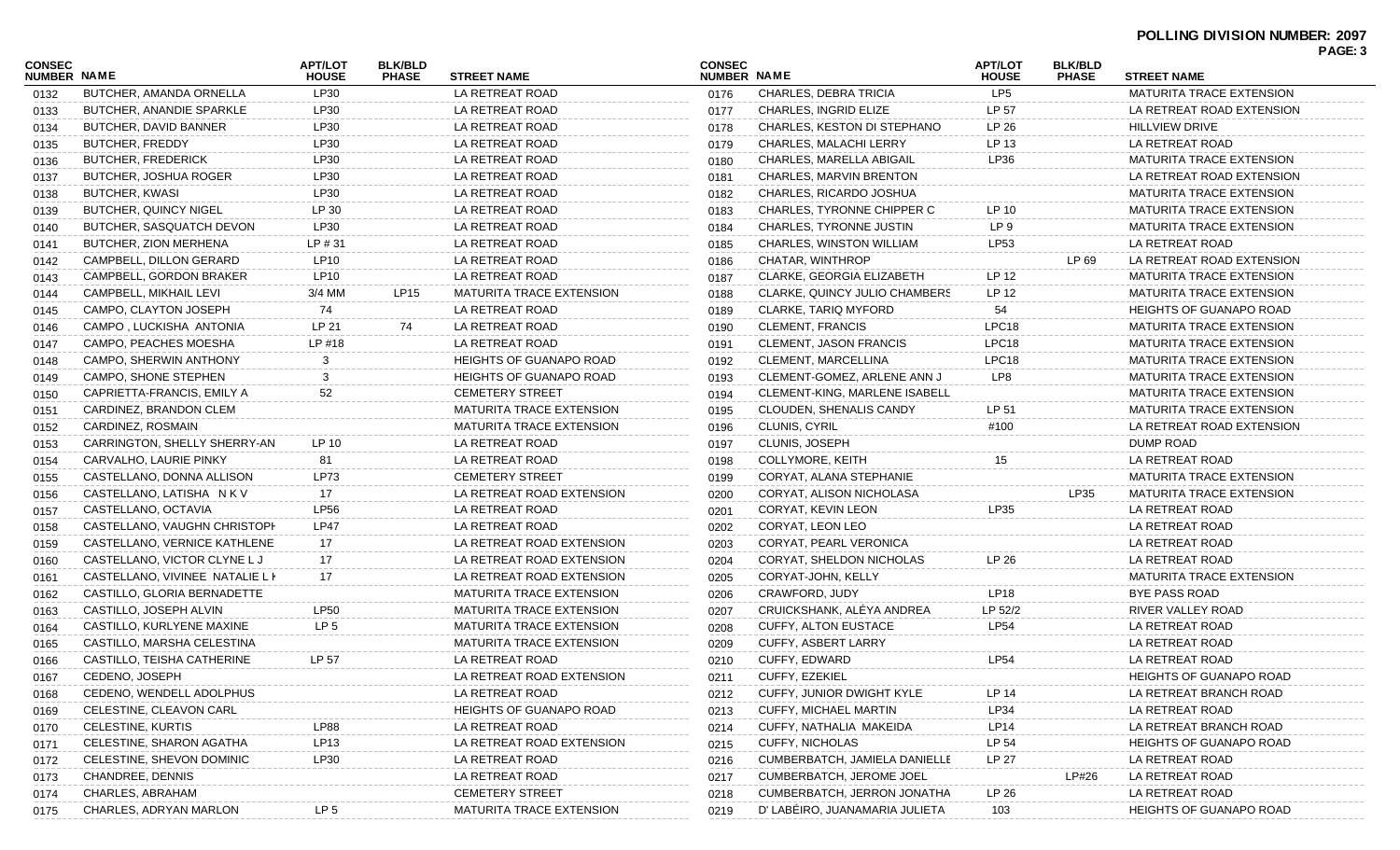# POLLING DIVISION NUMBER: 2097

| CONSEC NUMBER | NAME | APT/LOT HOUSE | BLK/BLD PHASE | STREET NAME |
|---|---|---|---|---|
| 0132 | BUTCHER, AMANDA ORNELLA | LP30 | | LA RETREAT ROAD |
| 0133 | BUTCHER, ANANDIE SPARKLE | LP30 | | LA RETREAT ROAD |
| 0134 | BUTCHER, DAVID BANNER | LP30 | | LA RETREAT ROAD |
| 0135 | BUTCHER, FREDDY | LP30 | | LA RETREAT ROAD |
| 0136 | BUTCHER, FREDERICK | LP30 | | LA RETREAT ROAD |
| 0137 | BUTCHER, JOSHUA ROGER | LP30 | | LA RETREAT ROAD |
| 0138 | BUTCHER, KWASI | LP30 | | LA RETREAT ROAD |
| 0139 | BUTCHER, QUINCY NIGEL | LP 30 | | LA RETREAT ROAD |
| 0140 | BUTCHER, SASQUATCH DEVON | LP30 | | LA RETREAT ROAD |
| 0141 | BUTCHER, ZION MERHENA | LP # 31 | | LA RETREAT ROAD |
| 0142 | CAMPBELL, DILLON GERARD | LP10 | | LA RETREAT ROAD |
| 0143 | CAMPBELL, GORDON BRAKER | LP10 | | LA RETREAT ROAD |
| 0144 | CAMPBELL, MIKHAIL LEVI | 3/4 MM | LP15 | MATURITA TRACE EXTENSION |
| 0145 | CAMPO, CLAYTON JOSEPH | 74 | | LA RETREAT ROAD |
| 0146 | CAMPO , LUCKISHA ANTONIA | LP 21 | 74 | LA RETREAT ROAD |
| 0147 | CAMPO, PEACHES MOESHA | LP #18 | | LA RETREAT ROAD |
| 0148 | CAMPO, SHERWIN ANTHONY | 3 | | HEIGHTS OF GUANAPO ROAD |
| 0149 | CAMPO, SHONE STEPHEN | 3 | | HEIGHTS OF GUANAPO ROAD |
| 0150 | CAPRIETTA-FRANCIS, EMILY A | 52 | | CEMETERY STREET |
| 0151 | CARDINEZ, BRANDON CLEM | | | MATURITA TRACE EXTENSION |
| 0152 | CARDINEZ, ROSMAIN | | | MATURITA TRACE EXTENSION |
| 0153 | CARRINGTON, SHELLY SHERRY-AN | LP 10 | | LA RETREAT ROAD |
| 0154 | CARVALHO, LAURIE PINKY | 81 | | LA RETREAT ROAD |
| 0155 | CASTELLANO, DONNA ALLISON | LP73 | | CEMETERY STREET |
| 0156 | CASTELLANO, LATISHA N K V | 17 | | LA RETREAT ROAD EXTENSION |
| 0157 | CASTELLANO, OCTAVIA | LP56 | | LA RETREAT ROAD |
| 0158 | CASTELLANO, VAUGHN CHRISTOPH | LP47 | | LA RETREAT ROAD |
| 0159 | CASTELLANO, VERNICE KATHLENE | 17 | | LA RETREAT ROAD EXTENSION |
| 0160 | CASTELLANO, VICTOR CLYNE L J | 17 | | LA RETREAT ROAD EXTENSION |
| 0161 | CASTELLANO, VIVINEE NATALIE L I | 17 | | LA RETREAT ROAD EXTENSION |
| 0162 | CASTILLO, GLORIA BERNADETTE | | | MATURITA TRACE EXTENSION |
| 0163 | CASTILLO, JOSEPH ALVIN | LP50 | | MATURITA TRACE EXTENSION |
| 0164 | CASTILLO, KURLYENE MAXINE | LP 5 | | MATURITA TRACE EXTENSION |
| 0165 | CASTILLO, MARSHA CELESTINA | | | MATURITA TRACE EXTENSION |
| 0166 | CASTILLO, TEISHA CATHERINE | LP 57 | | LA RETREAT ROAD |
| 0167 | CEDENO, JOSEPH | | | LA RETREAT ROAD EXTENSION |
| 0168 | CEDENO, WENDELL ADOLPHUS | | | LA RETREAT ROAD |
| 0169 | CELESTINE, CLEAVON CARL | | | HEIGHTS OF GUANAPO ROAD |
| 0170 | CELESTINE, KURTIS | LP88 | | LA RETREAT ROAD |
| 0171 | CELESTINE, SHARON AGATHA | LP13 | | LA RETREAT ROAD EXTENSION |
| 0172 | CELESTINE, SHEVON DOMINIC | LP30 | | LA RETREAT ROAD |
| 0173 | CHANDREE, DENNIS | | | LA RETREAT ROAD |
| 0174 | CHARLES, ABRAHAM | | | CEMETERY STREET |
| 0175 | CHARLES, ADRYAN MARLON | LP 5 | | MATURITA TRACE EXTENSION |
| 0176 | CHARLES, DEBRA TRICIA | LP5 | | MATURITA TRACE EXTENSION |
| 0177 | CHARLES, INGRID ELIZE | LP 57 | | LA RETREAT ROAD EXTENSION |
| 0178 | CHARLES, KESTON DI STEPHANO | LP 26 | | HILLVIEW DRIVE |
| 0179 | CHARLES, MALACHI LERRY | LP 13 | | LA RETREAT ROAD |
| 0180 | CHARLES, MARELLA ABIGAIL | LP36 | | MATURITA TRACE EXTENSION |
| 0181 | CHARLES, MARVIN BRENTON | | | LA RETREAT ROAD EXTENSION |
| 0182 | CHARLES, RICARDO JOSHUA | | | MATURITA TRACE EXTENSION |
| 0183 | CHARLES, TYRONNE CHIPPER C | LP 10 | | MATURITA TRACE EXTENSION |
| 0184 | CHARLES, TYRONNE JUSTIN | LP 9 | | MATURITA TRACE EXTENSION |
| 0185 | CHARLES, WINSTON WILLIAM | LP53 | | LA RETREAT ROAD |
| 0186 | CHATAR, WINTHROP | | LP 69 | LA RETREAT ROAD EXTENSION |
| 0187 | CLARKE, GEORGIA ELIZABETH | LP 12 | | MATURITA TRACE EXTENSION |
| 0188 | CLARKE, QUINCY JULIO CHAMBERS | LP 12 | | MATURITA TRACE EXTENSION |
| 0189 | CLARKE, TARIQ MYFORD | 54 | | HEIGHTS OF GUANAPO ROAD |
| 0190 | CLEMENT, FRANCIS | LPC18 | | MATURITA TRACE EXTENSION |
| 0191 | CLEMENT, JASON FRANCIS | LPC18 | | MATURITA TRACE EXTENSION |
| 0192 | CLEMENT, MARCELLINA | LPC18 | | MATURITA TRACE EXTENSION |
| 0193 | CLEMENT-GOMEZ, ARLENE ANN J | LP8 | | MATURITA TRACE EXTENSION |
| 0194 | CLEMENT-KING, MARLENE ISABELL | | | MATURITA TRACE EXTENSION |
| 0195 | CLOUDEN, SHENALIS CANDY | LP 51 | | MATURITA TRACE EXTENSION |
| 0196 | CLUNIS, CYRIL | #100 | | LA RETREAT ROAD EXTENSION |
| 0197 | CLUNIS, JOSEPH | | | DUMP ROAD |
| 0198 | COLLYMORE, KEITH | 15 | | LA RETREAT ROAD |
| 0199 | CORYAT, ALANA STEPHANIE | | | MATURITA TRACE EXTENSION |
| 0200 | CORYAT, ALISON NICHOLASA | | LP35 | MATURITA TRACE EXTENSION |
| 0201 | CORYAT, KEVIN LEON | LP35 | | LA RETREAT ROAD |
| 0202 | CORYAT, LEON LEO | | | LA RETREAT ROAD |
| 0203 | CORYAT, PEARL VERONICA | | | LA RETREAT ROAD |
| 0204 | CORYAT, SHELDON NICHOLAS | LP 26 | | LA RETREAT ROAD |
| 0205 | CORYAT-JOHN, KELLY | | | MATURITA TRACE EXTENSION |
| 0206 | CRAWFORD, JUDY | LP18 | | BYE PASS ROAD |
| 0207 | CRUICKSHANK, ALÉYA ANDREA | LP 52/2 | | RIVER VALLEY ROAD |
| 0208 | CUFFY, ALTON EUSTACE | LP54 | | LA RETREAT ROAD |
| 0209 | CUFFY, ASBERT LARRY | | | LA RETREAT ROAD |
| 0210 | CUFFY, EDWARD | LP54 | | LA RETREAT ROAD |
| 0211 | CUFFY, EZEKIEL | | | HEIGHTS OF GUANAPO ROAD |
| 0212 | CUFFY, JUNIOR DWIGHT KYLE | LP 14 | | LA RETREAT BRANCH ROAD |
| 0213 | CUFFY, MICHAEL MARTIN | LP34 | | LA RETREAT ROAD |
| 0214 | CUFFY, NATHALIA MAKEIDA | LP14 | | LA RETREAT BRANCH ROAD |
| 0215 | CUFFY, NICHOLAS | LP 54 | | HEIGHTS OF GUANAPO ROAD |
| 0216 | CUMBERBATCH, JAMIELA DANIELLE | LP 27 | | LA RETREAT ROAD |
| 0217 | CUMBERBATCH, JEROME JOEL | | LP#26 | LA RETREAT ROAD |
| 0218 | CUMBERBATCH, JERRON JONATHA | LP 26 | | LA RETREAT ROAD |
| 0219 | D' LABÉIRO, JUANAMARIA JULIETA | 103 | | HEIGHTS OF GUANAPO ROAD |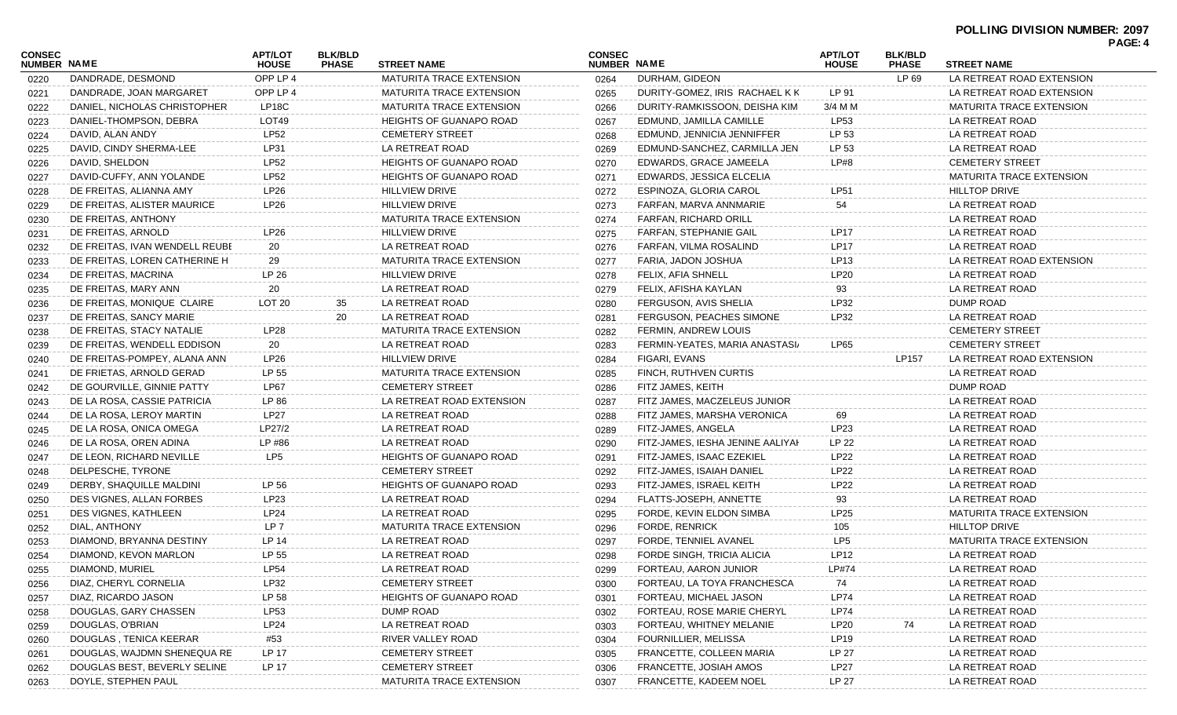**POLLING DIVISION NUMBER: 2097**

| CONSEC NUMBER | NAME | APT/LOT HOUSE | BLK/BLD PHASE | STREET NAME |
|---|---|---|---|---|
| 0220 | DANDRADE, DESMOND | OPP LP 4 | | MATURITA TRACE EXTENSION |
| 0221 | DANDRADE, JOAN MARGARET | OPP LP 4 | | MATURITA TRACE EXTENSION |
| 0222 | DANIEL, NICHOLAS CHRISTOPHER | LP18C | | MATURITA TRACE EXTENSION |
| 0223 | DANIEL-THOMPSON, DEBRA | LOT49 | | HEIGHTS OF GUANAPO ROAD |
| 0224 | DAVID, ALAN ANDY | LP52 | | CEMETERY STREET |
| 0225 | DAVID, CINDY SHERMA-LEE | LP31 | | LA RETREAT ROAD |
| 0226 | DAVID, SHELDON | LP52 | | HEIGHTS OF GUANAPO ROAD |
| 0227 | DAVID-CUFFY, ANN YOLANDE | LP52 | | HEIGHTS OF GUANAPO ROAD |
| 0228 | DE FREITAS, ALIANNA AMY | LP26 | | HILLVIEW DRIVE |
| 0229 | DE FREITAS, ALISTER MAURICE | LP26 | | HILLVIEW DRIVE |
| 0230 | DE FREITAS, ANTHONY | | | MATURITA TRACE EXTENSION |
| 0231 | DE FREITAS, ARNOLD | LP26 | | HILLVIEW DRIVE |
| 0232 | DE FREITAS, IVAN WENDELL REUBE | 20 | | LA RETREAT ROAD |
| 0233 | DE FREITAS, LOREN CATHERINE H | 29 | | MATURITA TRACE EXTENSION |
| 0234 | DE FREITAS, MACRINA | LP 26 | | HILLVIEW DRIVE |
| 0235 | DE FREITAS, MARY ANN | 20 | | LA RETREAT ROAD |
| 0236 | DE FREITAS, MONIQUE CLAIRE | LOT 20 | 35 | LA RETREAT ROAD |
| 0237 | DE FREITAS, SANCY MARIE | | 20 | LA RETREAT ROAD |
| 0238 | DE FREITAS, STACY NATALIE | LP28 | | MATURITA TRACE EXTENSION |
| 0239 | DE FREITAS, WENDELL EDDISON | 20 | | LA RETREAT ROAD |
| 0240 | DE FREITAS-POMPEY, ALANA ANN | LP26 | | HILLVIEW DRIVE |
| 0241 | DE FRIETAS, ARNOLD GERAD | LP 55 | | MATURITA TRACE EXTENSION |
| 0242 | DE GOURVILLE, GINNIE PATTY | LP67 | | CEMETERY STREET |
| 0243 | DE LA ROSA, CASSIE PATRICIA | LP 86 | | LA RETREAT ROAD EXTENSION |
| 0244 | DE LA ROSA, LEROY MARTIN | LP27 | | LA RETREAT ROAD |
| 0245 | DE LA ROSA, ONICA OMEGA | LP27/2 | | LA RETREAT ROAD |
| 0246 | DE LA ROSA, OREN ADINA | LP #86 | | LA RETREAT ROAD |
| 0247 | DE LEON, RICHARD NEVILLE | LP5 | | HEIGHTS OF GUANAPO ROAD |
| 0248 | DELPESCHE, TYRONE | | | CEMETERY STREET |
| 0249 | DERBY, SHAQUILLE MALDINI | LP 56 | | HEIGHTS OF GUANAPO ROAD |
| 0250 | DES VIGNES, ALLAN FORBES | LP23 | | LA RETREAT ROAD |
| 0251 | DES VIGNES, KATHLEEN | LP24 | | LA RETREAT ROAD |
| 0252 | DIAL, ANTHONY | LP 7 | | MATURITA TRACE EXTENSION |
| 0253 | DIAMOND, BRYANNA DESTINY | LP 14 | | LA RETREAT ROAD |
| 0254 | DIAMOND, KEVON MARLON | LP 55 | | LA RETREAT ROAD |
| 0255 | DIAMOND, MURIEL | LP54 | | LA RETREAT ROAD |
| 0256 | DIAZ, CHERYL CORNELIA | LP32 | | CEMETERY STREET |
| 0257 | DIAZ, RICARDO JASON | LP 58 | | HEIGHTS OF GUANAPO ROAD |
| 0258 | DOUGLAS, GARY CHASSEN | LP53 | | DUMP ROAD |
| 0259 | DOUGLAS, O'BRIAN | LP24 | | LA RETREAT ROAD |
| 0260 | DOUGLAS , TENICA KEERAR | #53 | | RIVER VALLEY ROAD |
| 0261 | DOUGLAS, WAJDMN SHENEQUA RE | LP 17 | | CEMETERY STREET |
| 0262 | DOUGLAS BEST, BEVERLY SELINE | LP 17 | | CEMETERY STREET |
| 0263 | DOYLE, STEPHEN PAUL | | | MATURITA TRACE EXTENSION |
| 0264 | DURHAM, GIDEON | | LP 69 | LA RETREAT ROAD EXTENSION |
| 0265 | DURITY-GOMEZ, IRIS RACHAEL K K | LP 91 | | LA RETREAT ROAD EXTENSION |
| 0266 | DURITY-RAMKISSOON, DEISHA KIM | 3/4 M M | | MATURITA TRACE EXTENSION |
| 0267 | EDMUND, JAMILLA CAMILLE | LP53 | | LA RETREAT ROAD |
| 0268 | EDMUND, JENNICIA JENNIFFER | LP 53 | | LA RETREAT ROAD |
| 0269 | EDMUND-SANCHEZ, CARMILLA JEN | LP 53 | | LA RETREAT ROAD |
| 0270 | EDWARDS, GRACE JAMEELA | LP#8 | | CEMETERY STREET |
| 0271 | EDWARDS, JESSICA ELCELIA | | | MATURITA TRACE EXTENSION |
| 0272 | ESPINOZA, GLORIA CAROL | LP51 | | HILLTOP DRIVE |
| 0273 | FARFAN, MARVA ANNMARIE | 54 | | LA RETREAT ROAD |
| 0274 | FARFAN, RICHARD ORILL | | | LA RETREAT ROAD |
| 0275 | FARFAN, STEPHANIE GAIL | LP17 | | LA RETREAT ROAD |
| 0276 | FARFAN, VILMA ROSALIND | LP17 | | LA RETREAT ROAD |
| 0277 | FARIA, JADON JOSHUA | LP13 | | LA RETREAT ROAD EXTENSION |
| 0278 | FELIX, AFIA SHNELL | LP20 | | LA RETREAT ROAD |
| 0279 | FELIX, AFISHA KAYLAN | 93 | | LA RETREAT ROAD |
| 0280 | FERGUSON, AVIS SHELIA | LP32 | | DUMP ROAD |
| 0281 | FERGUSON, PEACHES SIMONE | LP32 | | LA RETREAT ROAD |
| 0282 | FERMIN, ANDREW LOUIS | | | CEMETERY STREET |
| 0283 | FERMIN-YEATES, MARIA ANASTASI | LP65 | | CEMETERY STREET |
| 0284 | FIGARI, EVANS | | LP157 | LA RETREAT ROAD EXTENSION |
| 0285 | FINCH, RUTHVEN CURTIS | | | LA RETREAT ROAD |
| 0286 | FITZ JAMES, KEITH | | | DUMP ROAD |
| 0287 | FITZ JAMES, MACZELEUS JUNIOR | | | LA RETREAT ROAD |
| 0288 | FITZ JAMES, MARSHA VERONICA | 69 | | LA RETREAT ROAD |
| 0289 | FITZ-JAMES, ANGELA | LP23 | | LA RETREAT ROAD |
| 0290 | FITZ-JAMES, IESHA JENINE AALIYAH | LP 22 | | LA RETREAT ROAD |
| 0291 | FITZ-JAMES, ISAAC EZEKIEL | LP22 | | LA RETREAT ROAD |
| 0292 | FITZ-JAMES, ISAIAH DANIEL | LP22 | | LA RETREAT ROAD |
| 0293 | FITZ-JAMES, ISRAEL KEITH | LP22 | | LA RETREAT ROAD |
| 0294 | FLATTS-JOSEPH, ANNETTE | 93 | | LA RETREAT ROAD |
| 0295 | FORDE, KEVIN ELDON SIMBA | LP25 | | MATURITA TRACE EXTENSION |
| 0296 | FORDE, RENRICK | 105 | | HILLTOP DRIVE |
| 0297 | FORDE, TENNIEL AVANEL | LP5 | | MATURITA TRACE EXTENSION |
| 0298 | FORDE SINGH, TRICIA ALICIA | LP12 | | LA RETREAT ROAD |
| 0299 | FORTEAU, AARON JUNIOR | LP#74 | | LA RETREAT ROAD |
| 0300 | FORTEAU, LA TOYA FRANCHESCA | 74 | | LA RETREAT ROAD |
| 0301 | FORTEAU, MICHAEL JASON | LP74 | | LA RETREAT ROAD |
| 0302 | FORTEAU, ROSE MARIE CHERYL | LP74 | | LA RETREAT ROAD |
| 0303 | FORTEAU, WHITNEY MELANIE | LP20 | 74 | LA RETREAT ROAD |
| 0304 | FOURNILLIER, MELISSA | LP19 | | LA RETREAT ROAD |
| 0305 | FRANCETTE, COLLEEN MARIA | LP 27 | | LA RETREAT ROAD |
| 0306 | FRANCETTE, JOSIAH AMOS | LP27 | | LA RETREAT ROAD |
| 0307 | FRANCETTE, KADEEM NOEL | LP 27 | | LA RETREAT ROAD |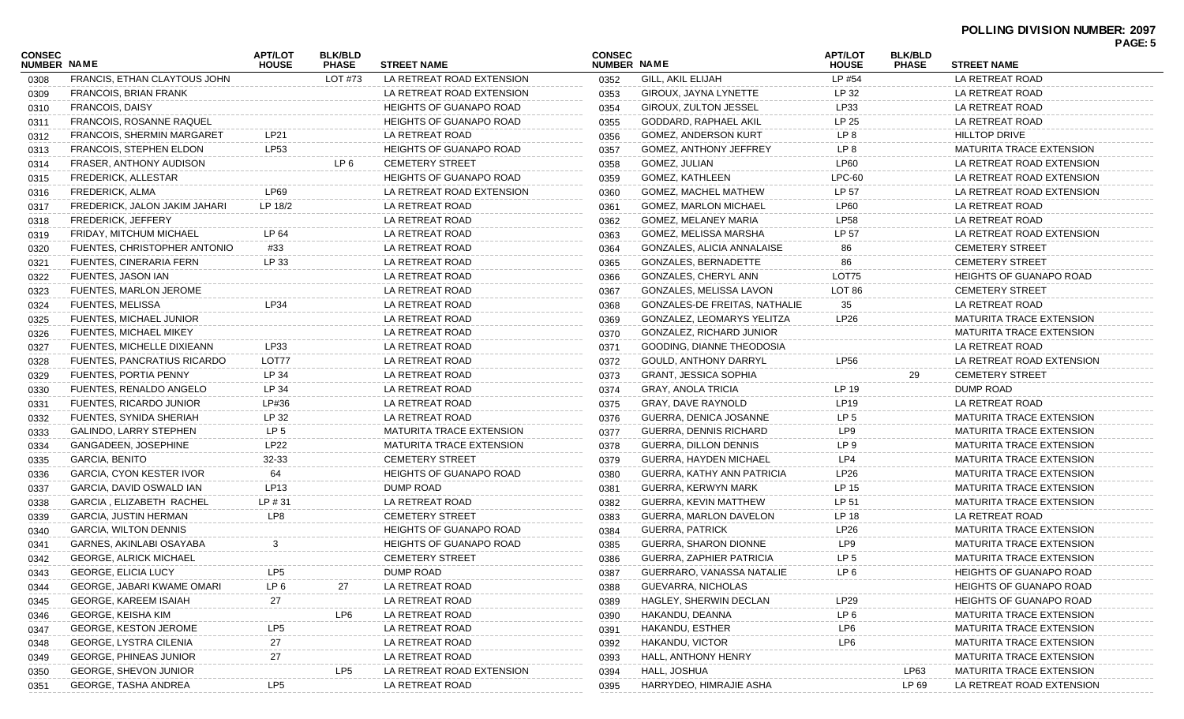**POLLING DIVISION NUMBER: 2097**

| CONSEC NUMBER | NAME | APT/LOT HOUSE | BLK/BLD PHASE | STREET NAME |
|---|---|---|---|---|
| 0308 | FRANCIS, ETHAN CLAYTOUS JOHN | | LOT #73 | LA RETREAT ROAD EXTENSION |
| 0309 | FRANCOIS, BRIAN FRANK | | | LA RETREAT ROAD EXTENSION |
| 0310 | FRANCOIS, DAISY | | | HEIGHTS OF GUANAPO ROAD |
| 0311 | FRANCOIS, ROSANNE RAQUEL | | | HEIGHTS OF GUANAPO ROAD |
| 0312 | FRANCOIS, SHERMIN MARGARET | LP21 | | LA RETREAT ROAD |
| 0313 | FRANCOIS, STEPHEN ELDON | LP53 | | HEIGHTS OF GUANAPO ROAD |
| 0314 | FRASER, ANTHONY AUDISON | | LP 6 | CEMETERY STREET |
| 0315 | FREDERICK, ALLESTAR | | | HEIGHTS OF GUANAPO ROAD |
| 0316 | FREDERICK, ALMA | LP69 | | LA RETREAT ROAD EXTENSION |
| 0317 | FREDERICK, JALON JAKIM JAHARI | LP 18/2 | | LA RETREAT ROAD |
| 0318 | FREDERICK, JEFFERY | | | LA RETREAT ROAD |
| 0319 | FRIDAY, MITCHUM MICHAEL | LP 64 | | LA RETREAT ROAD |
| 0320 | FUENTES, CHRISTOPHER ANTONIO | #33 | | LA RETREAT ROAD |
| 0321 | FUENTES, CINERARIA FERN | LP 33 | | LA RETREAT ROAD |
| 0322 | FUENTES, JASON IAN | | | LA RETREAT ROAD |
| 0323 | FUENTES, MARLON JEROME | | | LA RETREAT ROAD |
| 0324 | FUENTES, MELISSA | LP34 | | LA RETREAT ROAD |
| 0325 | FUENTES, MICHAEL JUNIOR | | | LA RETREAT ROAD |
| 0326 | FUENTES, MICHAEL MIKEY | | | LA RETREAT ROAD |
| 0327 | FUENTES, MICHELLE DIXIEANN | LP33 | | LA RETREAT ROAD |
| 0328 | FUENTES, PANCRATIUS RICARDO | LOT77 | | LA RETREAT ROAD |
| 0329 | FUENTES, PORTIA PENNY | LP 34 | | LA RETREAT ROAD |
| 0330 | FUENTES, RENALDO ANGELO | LP 34 | | LA RETREAT ROAD |
| 0331 | FUENTES, RICARDO JUNIOR | LP#36 | | LA RETREAT ROAD |
| 0332 | FUENTES, SYNIDA SHERIAH | LP 32 | | LA RETREAT ROAD |
| 0333 | GALINDO, LARRY STEPHEN | LP 5 | | MATURITA TRACE EXTENSION |
| 0334 | GANGADEEN, JOSEPHINE | LP22 | | MATURITA TRACE EXTENSION |
| 0335 | GARCIA, BENITO | 32-33 | | CEMETERY STREET |
| 0336 | GARCIA, CYON KESTER IVOR | 64 | | HEIGHTS OF GUANAPO ROAD |
| 0337 | GARCIA, DAVID OSWALD IAN | LP13 | | DUMP ROAD |
| 0338 | GARCIA , ELIZABETH RACHEL | LP # 31 | | LA RETREAT ROAD |
| 0339 | GARCIA, JUSTIN HERMAN | LP8 | | CEMETERY STREET |
| 0340 | GARCIA, WILTON DENNIS | | | HEIGHTS OF GUANAPO ROAD |
| 0341 | GARNES, AKINLABI OSAYABA | 3 | | HEIGHTS OF GUANAPO ROAD |
| 0342 | GEORGE, ALRICK MICHAEL | | | CEMETERY STREET |
| 0343 | GEORGE, ELICIA LUCY | LP5 | | DUMP ROAD |
| 0344 | GEORGE, JABARI KWAME OMARI | LP 6 | 27 | LA RETREAT ROAD |
| 0345 | GEORGE, KAREEM ISAIAH | 27 | | LA RETREAT ROAD |
| 0346 | GEORGE, KEISHA KIM | | LP6 | LA RETREAT ROAD |
| 0347 | GEORGE, KESTON JEROME | LP5 | | LA RETREAT ROAD |
| 0348 | GEORGE, LYSTRA CILENIA | 27 | | LA RETREAT ROAD |
| 0349 | GEORGE, PHINEAS JUNIOR | 27 | | LA RETREAT ROAD |
| 0350 | GEORGE, SHEVON JUNIOR | | LP5 | LA RETREAT ROAD EXTENSION |
| 0351 | GEORGE, TASHA ANDREA | LP5 | | LA RETREAT ROAD |
| 0352 | GILL, AKIL ELIJAH | LP #54 | | LA RETREAT ROAD |
| 0353 | GIROUX, JAYNA LYNETTE | LP 32 | | LA RETREAT ROAD |
| 0354 | GIROUX, ZULTON JESSEL | LP33 | | LA RETREAT ROAD |
| 0355 | GODDARD, RAPHAEL AKIL | LP 25 | | LA RETREAT ROAD |
| 0356 | GOMEZ, ANDERSON KURT | LP 8 | | HILLTOP DRIVE |
| 0357 | GOMEZ, ANTHONY JEFFREY | LP 8 | | MATURITA TRACE EXTENSION |
| 0358 | GOMEZ, JULIAN | LP60 | | LA RETREAT ROAD EXTENSION |
| 0359 | GOMEZ, KATHLEEN | LPC-60 | | LA RETREAT ROAD EXTENSION |
| 0360 | GOMEZ, MACHEL MATHEW | LP 57 | | LA RETREAT ROAD EXTENSION |
| 0361 | GOMEZ, MARLON MICHAEL | LP60 | | LA RETREAT ROAD |
| 0362 | GOMEZ, MELANEY MARIA | LP58 | | LA RETREAT ROAD |
| 0363 | GOMEZ, MELISSA MARSHA | LP 57 | | LA RETREAT ROAD EXTENSION |
| 0364 | GONZALES, ALICIA ANNALAISE | 86 | | CEMETERY STREET |
| 0365 | GONZALES, BERNADETTE | 86 | | CEMETERY STREET |
| 0366 | GONZALES, CHERYL ANN | LOT75 | | HEIGHTS OF GUANAPO ROAD |
| 0367 | GONZALES, MELISSA LAVON | LOT 86 | | CEMETERY STREET |
| 0368 | GONZALES-DE FREITAS, NATHALIE | 35 | | LA RETREAT ROAD |
| 0369 | GONZALEZ, LEOMARYS YELITZA | LP26 | | MATURITA TRACE EXTENSION |
| 0370 | GONZALEZ, RICHARD JUNIOR | | | MATURITA TRACE EXTENSION |
| 0371 | GOODING, DIANNE THEODOSIA | | | LA RETREAT ROAD |
| 0372 | GOULD, ANTHONY DARRYL | LP56 | | LA RETREAT ROAD EXTENSION |
| 0373 | GRANT, JESSICA SOPHIA | | 29 | CEMETERY STREET |
| 0374 | GRAY, ANOLA TRICIA | LP 19 | | DUMP ROAD |
| 0375 | GRAY, DAVE RAYNOLD | LP19 | | LA RETREAT ROAD |
| 0376 | GUERRA, DENICA JOSANNE | LP 5 | | MATURITA TRACE EXTENSION |
| 0377 | GUERRA, DENNIS RICHARD | LP9 | | MATURITA TRACE EXTENSION |
| 0378 | GUERRA, DILLON DENNIS | LP 9 | | MATURITA TRACE EXTENSION |
| 0379 | GUERRA, HAYDEN MICHAEL | LP4 | | MATURITA TRACE EXTENSION |
| 0380 | GUERRA, KATHY ANN PATRICIA | LP26 | | MATURITA TRACE EXTENSION |
| 0381 | GUERRA, KERWYN MARK | LP 15 | | MATURITA TRACE EXTENSION |
| 0382 | GUERRA, KEVIN MATTHEW | LP 51 | | MATURITA TRACE EXTENSION |
| 0383 | GUERRA, MARLON DAVELON | LP 18 | | LA RETREAT ROAD |
| 0384 | GUERRA, PATRICK | LP26 | | MATURITA TRACE EXTENSION |
| 0385 | GUERRA, SHARON DIONNE | LP9 | | MATURITA TRACE EXTENSION |
| 0386 | GUERRA, ZAPHIER PATRICIA | LP 5 | | MATURITA TRACE EXTENSION |
| 0387 | GUERRARO, VANASSA NATALIE | LP 6 | | HEIGHTS OF GUANAPO ROAD |
| 0388 | GUEVARRA, NICHOLAS | | | HEIGHTS OF GUANAPO ROAD |
| 0389 | HAGLEY, SHERWIN DECLAN | LP29 | | HEIGHTS OF GUANAPO ROAD |
| 0390 | HAKANDU, DEANNA | LP 6 | | MATURITA TRACE EXTENSION |
| 0391 | HAKANDU, ESTHER | LP6 | | MATURITA TRACE EXTENSION |
| 0392 | HAKANDU, VICTOR | LP6 | | MATURITA TRACE EXTENSION |
| 0393 | HALL, ANTHONY HENRY | | | MATURITA TRACE EXTENSION |
| 0394 | HALL, JOSHUA | | LP63 | MATURITA TRACE EXTENSION |
| 0395 | HARRYDEO, HIMRAJIE ASHA | | LP 69 | LA RETREAT ROAD EXTENSION |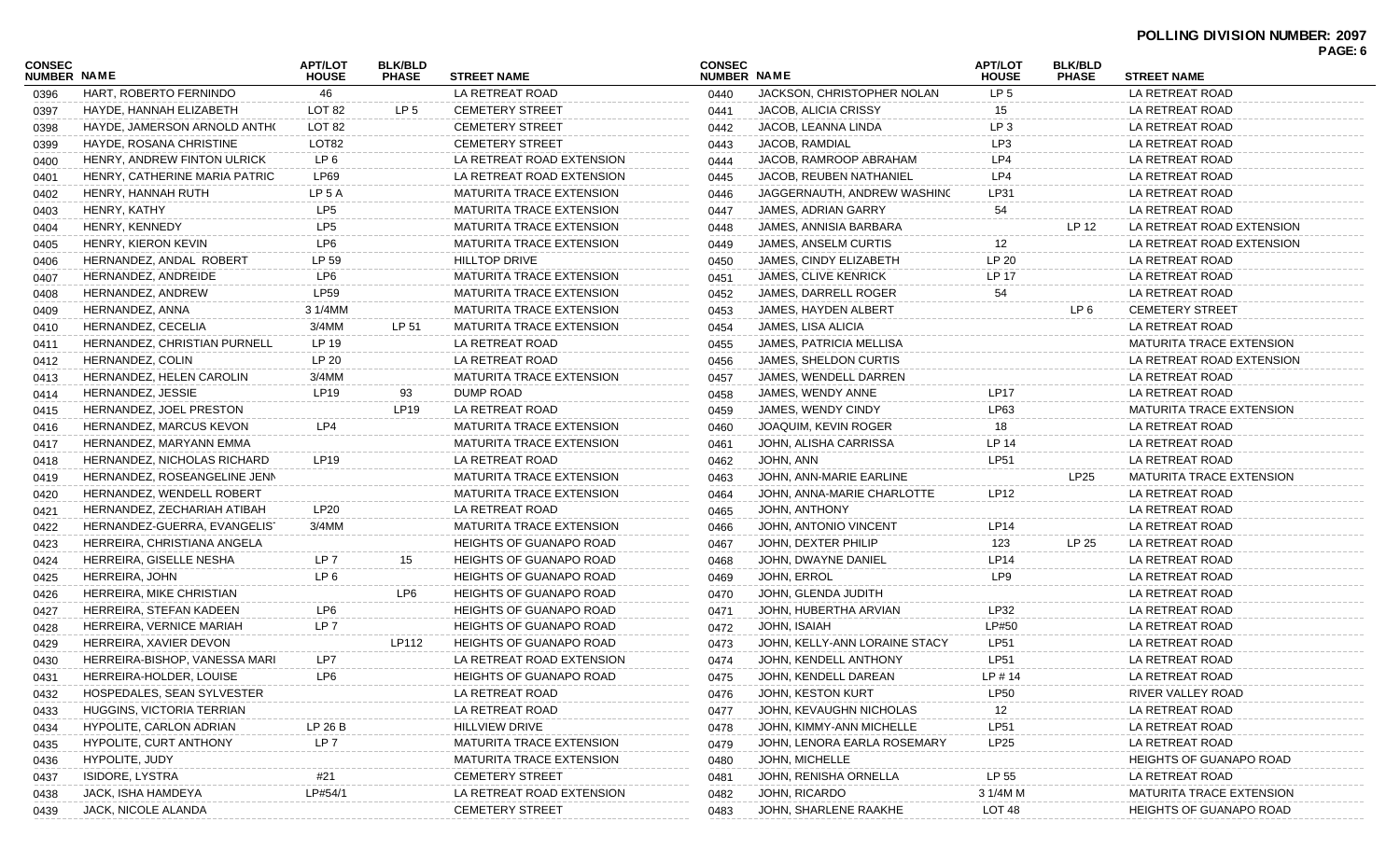**POLLING DIVISION NUMBER: 2097**

| CONSEC NUMBER | NAME | APT/LOT HOUSE | BLK/BLD PHASE | STREET NAME |
|---|---|---|---|---|
| 0396 | HART, ROBERTO FERNINDO | 46 | | LA RETREAT ROAD |
| 0397 | HAYDE, HANNAH ELIZABETH | LOT 82 | LP 5 | CEMETERY STREET |
| 0398 | HAYDE, JAMERSON ARNOLD ANTH( | LOT 82 | | CEMETERY STREET |
| 0399 | HAYDE, ROSANA CHRISTINE | LOT82 | | CEMETERY STREET |
| 0400 | HENRY, ANDREW FINTON ULRICK | LP 6 | | LA RETREAT ROAD EXTENSION |
| 0401 | HENRY, CATHERINE MARIA PATRIC | LP69 | | LA RETREAT ROAD EXTENSION |
| 0402 | HENRY, HANNAH RUTH | LP 5 A | | MATURITA TRACE EXTENSION |
| 0403 | HENRY, KATHY | LP5 | | MATURITA TRACE EXTENSION |
| 0404 | HENRY, KENNEDY | LP5 | | MATURITA TRACE EXTENSION |
| 0405 | HENRY, KIERON KEVIN | LP6 | | MATURITA TRACE EXTENSION |
| 0406 | HERNANDEZ, ANDAL ROBERT | LP 59 | | HILLTOP DRIVE |
| 0407 | HERNANDEZ, ANDREIDE | LP6 | | MATURITA TRACE EXTENSION |
| 0408 | HERNANDEZ, ANDREW | LP59 | | MATURITA TRACE EXTENSION |
| 0409 | HERNANDEZ, ANNA | 3 1/4MM | | MATURITA TRACE EXTENSION |
| 0410 | HERNANDEZ, CECELIA | 3/4MM | LP 51 | MATURITA TRACE EXTENSION |
| 0411 | HERNANDEZ, CHRISTIAN PURNELL | LP 19 | | LA RETREAT ROAD |
| 0412 | HERNANDEZ, COLIN | LP 20 | | LA RETREAT ROAD |
| 0413 | HERNANDEZ, HELEN CAROLIN | 3/4MM | | MATURITA TRACE EXTENSION |
| 0414 | HERNANDEZ, JESSIE | LP19 | 93 | DUMP ROAD |
| 0415 | HERNANDEZ, JOEL PRESTON | | LP19 | LA RETREAT ROAD |
| 0416 | HERNANDEZ, MARCUS KEVON | LP4 | | MATURITA TRACE EXTENSION |
| 0417 | HERNANDEZ, MARYANN EMMA | | | MATURITA TRACE EXTENSION |
| 0418 | HERNANDEZ, NICHOLAS RICHARD | LP19 | | LA RETREAT ROAD |
| 0419 | HERNANDEZ, ROSEANGELINE JENN | | | MATURITA TRACE EXTENSION |
| 0420 | HERNANDEZ, WENDELL ROBERT | | | MATURITA TRACE EXTENSION |
| 0421 | HERNANDEZ, ZECHARIAH ATIBAH | LP20 | | LA RETREAT ROAD |
| 0422 | HERNANDEZ-GUERRA, EVANGELIS | 3/4MM | | MATURITA TRACE EXTENSION |
| 0423 | HERREIRA, CHRISTIANA ANGELA | | | HEIGHTS OF GUANAPO ROAD |
| 0424 | HERREIRA, GISELLE NESHA | LP 7 | 15 | HEIGHTS OF GUANAPO ROAD |
| 0425 | HERREIRA, JOHN | LP 6 | | HEIGHTS OF GUANAPO ROAD |
| 0426 | HERREIRA, MIKE CHRISTIAN | | LP6 | HEIGHTS OF GUANAPO ROAD |
| 0427 | HERREIRA, STEFAN KADEEN | LP6 | | HEIGHTS OF GUANAPO ROAD |
| 0428 | HERREIRA, VERNICE MARIAH | LP 7 | | HEIGHTS OF GUANAPO ROAD |
| 0429 | HERREIRA, XAVIER DEVON | | LP112 | HEIGHTS OF GUANAPO ROAD |
| 0430 | HERREIRA-BISHOP, VANESSA MARI | LP7 | | LA RETREAT ROAD EXTENSION |
| 0431 | HERREIRA-HOLDER, LOUISE | LP6 | | HEIGHTS OF GUANAPO ROAD |
| 0432 | HOSPEDALES, SEAN SYLVESTER | | | LA RETREAT ROAD |
| 0433 | HUGGINS, VICTORIA TERRIAN | | | LA RETREAT ROAD |
| 0434 | HYPOLITE, CARLON ADRIAN | LP 26 B | | HILLVIEW DRIVE |
| 0435 | HYPOLITE, CURT ANTHONY | LP 7 | | MATURITA TRACE EXTENSION |
| 0436 | HYPOLITE, JUDY | | | MATURITA TRACE EXTENSION |
| 0437 | ISIDORE, LYSTRA | #21 | | CEMETERY STREET |
| 0438 | JACK, ISHA HAMDEYA | LP#54/1 | | LA RETREAT ROAD EXTENSION |
| 0439 | JACK, NICOLE ALANDA | | | CEMETERY STREET |
| 0440 | JACKSON, CHRISTOPHER NOLAN | LP 5 | | LA RETREAT ROAD |
| 0441 | JACOB, ALICIA CRISSY | 15 | | LA RETREAT ROAD |
| 0442 | JACOB, LEANNA LINDA | LP 3 | | LA RETREAT ROAD |
| 0443 | JACOB, RAMDIAL | LP3 | | LA RETREAT ROAD |
| 0444 | JACOB, RAMROOP ABRAHAM | LP4 | | LA RETREAT ROAD |
| 0445 | JACOB, REUBEN NATHANIEL | LP4 | | LA RETREAT ROAD |
| 0446 | JAGGERNAUTH, ANDREW WASHINC | LP31 | | LA RETREAT ROAD |
| 0447 | JAMES, ADRIAN GARRY | 54 | | LA RETREAT ROAD |
| 0448 | JAMES, ANNISIA BARBARA | | LP 12 | LA RETREAT ROAD EXTENSION |
| 0449 | JAMES, ANSELM CURTIS | 12 | | LA RETREAT ROAD EXTENSION |
| 0450 | JAMES, CINDY ELIZABETH | LP 20 | | LA RETREAT ROAD |
| 0451 | JAMES, CLIVE KENRICK | LP 17 | | LA RETREAT ROAD |
| 0452 | JAMES, DARRELL ROGER | 54 | | LA RETREAT ROAD |
| 0453 | JAMES, HAYDEN ALBERT | | LP 6 | CEMETERY STREET |
| 0454 | JAMES, LISA ALICIA | | | LA RETREAT ROAD |
| 0455 | JAMES, PATRICIA MELLISA | | | MATURITA TRACE EXTENSION |
| 0456 | JAMES, SHELDON CURTIS | | | LA RETREAT ROAD EXTENSION |
| 0457 | JAMES, WENDELL DARREN | | | LA RETREAT ROAD |
| 0458 | JAMES, WENDY ANNE | LP17 | | LA RETREAT ROAD |
| 0459 | JAMES, WENDY CINDY | LP63 | | MATURITA TRACE EXTENSION |
| 0460 | JOAQUIM, KEVIN ROGER | 18 | | LA RETREAT ROAD |
| 0461 | JOHN, ALISHA CARRISSA | LP 14 | | LA RETREAT ROAD |
| 0462 | JOHN, ANN | LP51 | | LA RETREAT ROAD |
| 0463 | JOHN, ANN-MARIE EARLINE | | LP25 | MATURITA TRACE EXTENSION |
| 0464 | JOHN, ANNA-MARIE CHARLOTTE | LP12 | | LA RETREAT ROAD |
| 0465 | JOHN, ANTHONY | | | LA RETREAT ROAD |
| 0466 | JOHN, ANTONIO VINCENT | LP14 | | LA RETREAT ROAD |
| 0467 | JOHN, DEXTER PHILIP | 123 | LP 25 | LA RETREAT ROAD |
| 0468 | JOHN, DWAYNE DANIEL | LP14 | | LA RETREAT ROAD |
| 0469 | JOHN, ERROL | LP9 | | LA RETREAT ROAD |
| 0470 | JOHN, GLENDA JUDITH | | | LA RETREAT ROAD |
| 0471 | JOHN, HUBERTHA ARVIAN | LP32 | | LA RETREAT ROAD |
| 0472 | JOHN, ISAIAH | LP#50 | | LA RETREAT ROAD |
| 0473 | JOHN, KELLY-ANN LORAINE STACY | LP51 | | LA RETREAT ROAD |
| 0474 | JOHN, KENDELL ANTHONY | LP51 | | LA RETREAT ROAD |
| 0475 | JOHN, KENDELL DAREAN | LP # 14 | | LA RETREAT ROAD |
| 0476 | JOHN, KESTON KURT | LP50 | | RIVER VALLEY ROAD |
| 0477 | JOHN, KEVAUGHN NICHOLAS | 12 | | LA RETREAT ROAD |
| 0478 | JOHN, KIMMY-ANN MICHELLE | LP51 | | LA RETREAT ROAD |
| 0479 | JOHN, LENORA EARLA ROSEMARY | LP25 | | LA RETREAT ROAD |
| 0480 | JOHN, MICHELLE | | | HEIGHTS OF GUANAPO ROAD |
| 0481 | JOHN, RENISHA ORNELLA | LP 55 | | LA RETREAT ROAD |
| 0482 | JOHN, RICARDO | 3 1/4M M | | MATURITA TRACE EXTENSION |
| 0483 | JOHN, SHARLENE RAAKHE | LOT 48 | | HEIGHTS OF GUANAPO ROAD |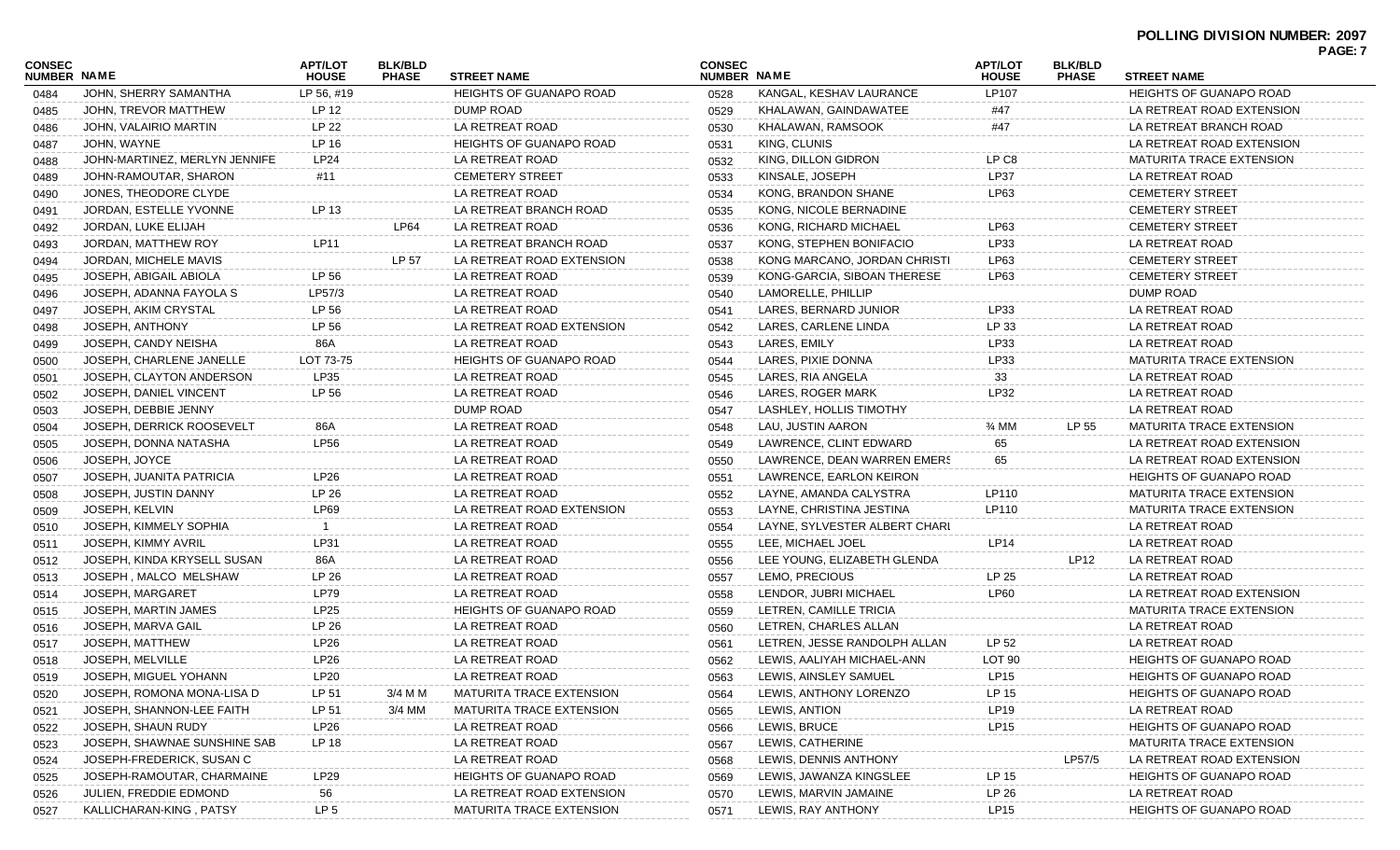**POLLING DIVISION NUMBER: 2097**

| CONSEC NUMBER | NAME | APT/LOT HOUSE | BLK/BLD PHASE | STREET NAME |
|---|---|---|---|---|
| 0484 | JOHN, SHERRY SAMANTHA | LP 56, #19 | | HEIGHTS OF GUANAPO ROAD |
| 0485 | JOHN, TREVOR MATTHEW | LP 12 | | DUMP ROAD |
| 0486 | JOHN, VALAIRIO MARTIN | LP 22 | | LA RETREAT ROAD |
| 0487 | JOHN, WAYNE | LP 16 | | HEIGHTS OF GUANAPO ROAD |
| 0488 | JOHN-MARTINEZ, MERLYN JENNIFE | LP24 | | LA RETREAT ROAD |
| 0489 | JOHN-RAMOUTAR, SHARON | #11 | | CEMETERY STREET |
| 0490 | JONES, THEODORE CLYDE | | | LA RETREAT ROAD |
| 0491 | JORDAN, ESTELLE YVONNE | LP 13 | | LA RETREAT BRANCH ROAD |
| 0492 | JORDAN, LUKE ELIJAH | | LP64 | LA RETREAT ROAD |
| 0493 | JORDAN, MATTHEW ROY | LP11 | | LA RETREAT BRANCH ROAD |
| 0494 | JORDAN, MICHELE MAVIS | | LP 57 | LA RETREAT ROAD EXTENSION |
| 0495 | JOSEPH, ABIGAIL ABIOLA | LP 56 | | LA RETREAT ROAD |
| 0496 | JOSEPH, ADANNA FAYOLA S | LP57/3 | | LA RETREAT ROAD |
| 0497 | JOSEPH, AKIM CRYSTAL | LP 56 | | LA RETREAT ROAD |
| 0498 | JOSEPH, ANTHONY | LP 56 | | LA RETREAT ROAD EXTENSION |
| 0499 | JOSEPH, CANDY NEISHA | 86A | | LA RETREAT ROAD |
| 0500 | JOSEPH, CHARLENE JANELLE | LOT 73-75 | | HEIGHTS OF GUANAPO ROAD |
| 0501 | JOSEPH, CLAYTON ANDERSON | LP35 | | LA RETREAT ROAD |
| 0502 | JOSEPH, DANIEL VINCENT | LP 56 | | LA RETREAT ROAD |
| 0503 | JOSEPH, DEBBIE JENNY | | | DUMP ROAD |
| 0504 | JOSEPH, DERRICK ROOSEVELT | 86A | | LA RETREAT ROAD |
| 0505 | JOSEPH, DONNA NATASHA | LP56 | | LA RETREAT ROAD |
| 0506 | JOSEPH, JOYCE | | | LA RETREAT ROAD |
| 0507 | JOSEPH, JUANITA PATRICIA | LP26 | | LA RETREAT ROAD |
| 0508 | JOSEPH, JUSTIN DANNY | LP 26 | | LA RETREAT ROAD |
| 0509 | JOSEPH, KELVIN | LP69 | | LA RETREAT ROAD EXTENSION |
| 0510 | JOSEPH, KIMMELY SOPHIA | 1 | | LA RETREAT ROAD |
| 0511 | JOSEPH, KIMMY AVRIL | LP31 | | LA RETREAT ROAD |
| 0512 | JOSEPH, KINDA KRYSELL SUSAN | 86A | | LA RETREAT ROAD |
| 0513 | JOSEPH , MALCO MELSHAW | LP 26 | | LA RETREAT ROAD |
| 0514 | JOSEPH, MARGARET | LP79 | | LA RETREAT ROAD |
| 0515 | JOSEPH, MARTIN JAMES | LP25 | | HEIGHTS OF GUANAPO ROAD |
| 0516 | JOSEPH, MARVA GAIL | LP 26 | | LA RETREAT ROAD |
| 0517 | JOSEPH, MATTHEW | LP26 | | LA RETREAT ROAD |
| 0518 | JOSEPH, MELVILLE | LP26 | | LA RETREAT ROAD |
| 0519 | JOSEPH, MIGUEL YOHANN | LP20 | | LA RETREAT ROAD |
| 0520 | JOSEPH, ROMONA MONA-LISA D | LP 51 | 3/4 M M | MATURITA TRACE EXTENSION |
| 0521 | JOSEPH, SHANNON-LEE FAITH | LP 51 | 3/4 MM | MATURITA TRACE EXTENSION |
| 0522 | JOSEPH, SHAUN RUDY | LP26 | | LA RETREAT ROAD |
| 0523 | JOSEPH, SHAWNAE SUNSHINE SAB | LP 18 | | LA RETREAT ROAD |
| 0524 | JOSEPH-FREDERICK, SUSAN C | | | LA RETREAT ROAD |
| 0525 | JOSEPH-RAMOUTAR, CHARMAINE | LP29 | | HEIGHTS OF GUANAPO ROAD |
| 0526 | JULIEN, FREDDIE EDMOND | 56 | | LA RETREAT ROAD EXTENSION |
| 0527 | KALLICHARAN-KING , PATSY | LP 5 | | MATURITA TRACE EXTENSION |
| 0528 | KANGAL, KESHAV LAURANCE | LP107 | | HEIGHTS OF GUANAPO ROAD |
| 0529 | KHALAWAN, GAINDAWATEE | #47 | | LA RETREAT ROAD EXTENSION |
| 0530 | KHALAWAN, RAMSOOK | #47 | | LA RETREAT BRANCH ROAD |
| 0531 | KING, CLUNIS | | | LA RETREAT ROAD EXTENSION |
| 0532 | KING, DILLON GIDRON | LP C8 | | MATURITA TRACE EXTENSION |
| 0533 | KINSALE, JOSEPH | LP37 | | LA RETREAT ROAD |
| 0534 | KONG, BRANDON SHANE | LP63 | | CEMETERY STREET |
| 0535 | KONG, NICOLE BERNADINE | | | CEMETERY STREET |
| 0536 | KONG, RICHARD MICHAEL | LP63 | | CEMETERY STREET |
| 0537 | KONG, STEPHEN BONIFACIO | LP33 | | LA RETREAT ROAD |
| 0538 | KONG MARCANO, JORDAN CHRISTI | LP63 | | CEMETERY STREET |
| 0539 | KONG-GARCIA, SIBOAN THERESE | LP63 | | CEMETERY STREET |
| 0540 | LAMORELLE, PHILLIP | | | DUMP ROAD |
| 0541 | LARES, BERNARD JUNIOR | LP33 | | LA RETREAT ROAD |
| 0542 | LARES, CARLENE LINDA | LP 33 | | LA RETREAT ROAD |
| 0543 | LARES, EMILY | LP33 | | LA RETREAT ROAD |
| 0544 | LARES, PIXIE DONNA | LP33 | | MATURITA TRACE EXTENSION |
| 0545 | LARES, RIA ANGELA | 33 | | LA RETREAT ROAD |
| 0546 | LARES, ROGER MARK | LP32 | | LA RETREAT ROAD |
| 0547 | LASHLEY, HOLLIS TIMOTHY | | | LA RETREAT ROAD |
| 0548 | LAU, JUSTIN AARON | ¾ MM | LP 55 | MATURITA TRACE EXTENSION |
| 0549 | LAWRENCE, CLINT EDWARD | 65 | | LA RETREAT ROAD EXTENSION |
| 0550 | LAWRENCE, DEAN WARREN EMERS | 65 | | LA RETREAT ROAD EXTENSION |
| 0551 | LAWRENCE, EARLON KEIRON | | | HEIGHTS OF GUANAPO ROAD |
| 0552 | LAYNE, AMANDA CALYSTRA | LP110 | | MATURITA TRACE EXTENSION |
| 0553 | LAYNE, CHRISTINA JESTINA | LP110 | | MATURITA TRACE EXTENSION |
| 0554 | LAYNE, SYLVESTER ALBERT CHARI | | | LA RETREAT ROAD |
| 0555 | LEE, MICHAEL JOEL | LP14 | | LA RETREAT ROAD |
| 0556 | LEE YOUNG, ELIZABETH GLENDA | | LP12 | LA RETREAT ROAD |
| 0557 | LEMO, PRECIOUS | LP 25 | | LA RETREAT ROAD |
| 0558 | LENDOR, JUBRI MICHAEL | LP60 | | LA RETREAT ROAD EXTENSION |
| 0559 | LETREN, CAMILLE TRICIA | | | MATURITA TRACE EXTENSION |
| 0560 | LETREN, CHARLES ALLAN | | | LA RETREAT ROAD |
| 0561 | LETREN, JESSE RANDOLPH ALLAN | LP 52 | | LA RETREAT ROAD |
| 0562 | LEWIS, AALIYAH MICHAEL-ANN | LOT 90 | | HEIGHTS OF GUANAPO ROAD |
| 0563 | LEWIS, AINSLEY SAMUEL | LP15 | | HEIGHTS OF GUANAPO ROAD |
| 0564 | LEWIS, ANTHONY LORENZO | LP 15 | | HEIGHTS OF GUANAPO ROAD |
| 0565 | LEWIS, ANTION | LP19 | | LA RETREAT ROAD |
| 0566 | LEWIS, BRUCE | LP15 | | HEIGHTS OF GUANAPO ROAD |
| 0567 | LEWIS, CATHERINE | | | MATURITA TRACE EXTENSION |
| 0568 | LEWIS, DENNIS ANTHONY | | LP57/5 | LA RETREAT ROAD EXTENSION |
| 0569 | LEWIS, JAWANZA KINGSLEE | LP 15 | | HEIGHTS OF GUANAPO ROAD |
| 0570 | LEWIS, MARVIN JAMAINE | LP 26 | | LA RETREAT ROAD |
| 0571 | LEWIS, RAY ANTHONY | LP15 | | HEIGHTS OF GUANAPO ROAD |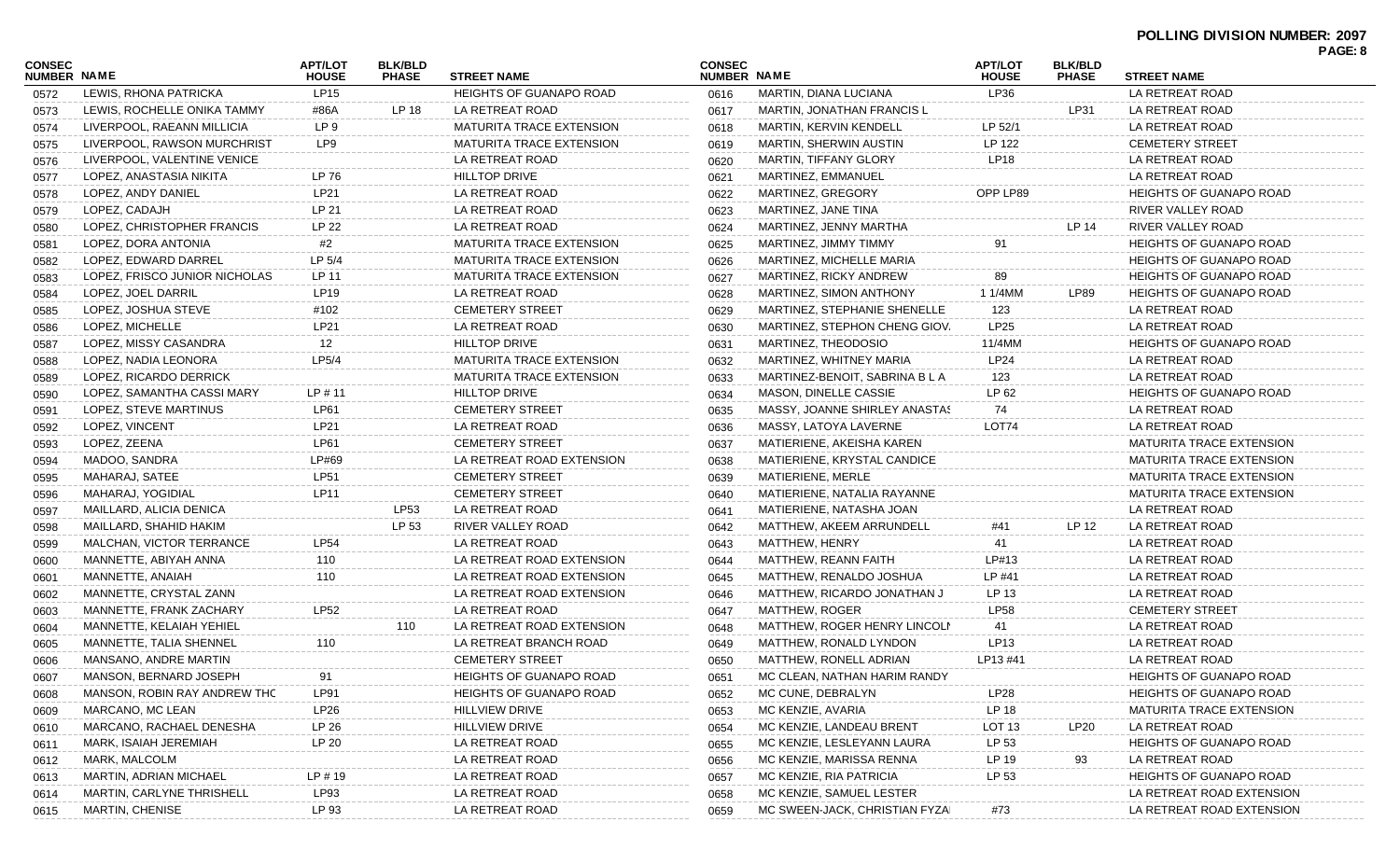# POLLING DIVISION NUMBER: 2097

| CONSEC NUMBER | NAME | APT/LOT HOUSE | BLK/BLD PHASE | STREET NAME |
|---|---|---|---|---|
| 0572 | LEWIS, RHONA PATRICKA | LP15 | | HEIGHTS OF GUANAPO ROAD |
| 0573 | LEWIS, ROCHELLE ONIKA TAMMY | #86A | LP 18 | LA RETREAT ROAD |
| 0574 | LIVERPOOL, RAEANN MILLICIA | LP 9 | | MATURITA TRACE EXTENSION |
| 0575 | LIVERPOOL, RAWSON MURCHRIST | LP9 | | MATURITA TRACE EXTENSION |
| 0576 | LIVERPOOL, VALENTINE VENICE | | | LA RETREAT ROAD |
| 0577 | LOPEZ, ANASTASIA NIKITA | LP 76 | | HILLTOP DRIVE |
| 0578 | LOPEZ, ANDY DANIEL | LP21 | | LA RETREAT ROAD |
| 0579 | LOPEZ, CADAJH | LP 21 | | LA RETREAT ROAD |
| 0580 | LOPEZ, CHRISTOPHER FRANCIS | LP 22 | | LA RETREAT ROAD |
| 0581 | LOPEZ, DORA ANTONIA | #2 | | MATURITA TRACE EXTENSION |
| 0582 | LOPEZ, EDWARD DARREL | LP 5/4 | | MATURITA TRACE EXTENSION |
| 0583 | LOPEZ, FRISCO JUNIOR NICHOLAS | LP 11 | | MATURITA TRACE EXTENSION |
| 0584 | LOPEZ, JOEL DARRIL | LP19 | | LA RETREAT ROAD |
| 0585 | LOPEZ, JOSHUA STEVE | #102 | | CEMETERY STREET |
| 0586 | LOPEZ, MICHELLE | LP21 | | LA RETREAT ROAD |
| 0587 | LOPEZ, MISSY CASANDRA | 12 | | HILLTOP DRIVE |
| 0588 | LOPEZ, NADIA LEONORA | LP5/4 | | MATURITA TRACE EXTENSION |
| 0589 | LOPEZ, RICARDO DERRICK | | | MATURITA TRACE EXTENSION |
| 0590 | LOPEZ, SAMANTHA CASSI MARY | LP # 11 | | HILLTOP DRIVE |
| 0591 | LOPEZ, STEVE MARTINUS | LP61 | | CEMETERY STREET |
| 0592 | LOPEZ, VINCENT | LP21 | | LA RETREAT ROAD |
| 0593 | LOPEZ, ZEENA | LP61 | | CEMETERY STREET |
| 0594 | MADOO, SANDRA | LP#69 | | LA RETREAT ROAD EXTENSION |
| 0595 | MAHARAJ, SATEE | LP51 | | CEMETERY STREET |
| 0596 | MAHARAJ, YOGIDIAL | LP11 | | CEMETERY STREET |
| 0597 | MAILLARD, ALICIA DENICA | | LP53 | LA RETREAT ROAD |
| 0598 | MAILLARD, SHAHID HAKIM | | LP 53 | RIVER VALLEY ROAD |
| 0599 | MALCHAN, VICTOR TERRANCE | LP54 | | LA RETREAT ROAD |
| 0600 | MANNETTE, ABIYAH ANNA | 110 | | LA RETREAT ROAD EXTENSION |
| 0601 | MANNETTE, ANAIAH | 110 | | LA RETREAT ROAD EXTENSION |
| 0602 | MANNETTE, CRYSTAL ZANN | | | LA RETREAT ROAD EXTENSION |
| 0603 | MANNETTE, FRANK ZACHARY | LP52 | | LA RETREAT ROAD |
| 0604 | MANNETTE, KELAIAH YEHIEL | | 110 | LA RETREAT ROAD EXTENSION |
| 0605 | MANNETTE, TALIA SHENNEL | 110 | | LA RETREAT BRANCH ROAD |
| 0606 | MANSANO, ANDRE MARTIN | | | CEMETERY STREET |
| 0607 | MANSON, BERNARD JOSEPH | 91 | | HEIGHTS OF GUANAPO ROAD |
| 0608 | MANSON, ROBIN RAY ANDREW THC | LP91 | | HEIGHTS OF GUANAPO ROAD |
| 0609 | MARCANO, MC LEAN | LP26 | | HILLVIEW DRIVE |
| 0610 | MARCANO, RACHAEL DENESHA | LP 26 | | HILLVIEW DRIVE |
| 0611 | MARK, ISAIAH JEREMIAH | LP 20 | | LA RETREAT ROAD |
| 0612 | MARK, MALCOLM | | | LA RETREAT ROAD |
| 0613 | MARTIN, ADRIAN MICHAEL | LP # 19 | | LA RETREAT ROAD |
| 0614 | MARTIN, CARLYNE THRISHELL | LP93 | | LA RETREAT ROAD |
| 0615 | MARTIN, CHENISE | LP 93 | | LA RETREAT ROAD |
| 0616 | MARTIN, DIANA LUCIANA | LP36 | | LA RETREAT ROAD |
| 0617 | MARTIN, JONATHAN FRANCIS L | | LP31 | LA RETREAT ROAD |
| 0618 | MARTIN, KERVIN KENDELL | LP 52/1 | | LA RETREAT ROAD |
| 0619 | MARTIN, SHERWIN AUSTIN | LP 122 | | CEMETERY STREET |
| 0620 | MARTIN, TIFFANY GLORY | LP18 | | LA RETREAT ROAD |
| 0621 | MARTINEZ, EMMANUEL | | | LA RETREAT ROAD |
| 0622 | MARTINEZ, GREGORY | OPP LP89 | | HEIGHTS OF GUANAPO ROAD |
| 0623 | MARTINEZ, JANE TINA | | | RIVER VALLEY ROAD |
| 0624 | MARTINEZ, JENNY MARTHA | | LP 14 | RIVER VALLEY ROAD |
| 0625 | MARTINEZ, JIMMY TIMMY | 91 | | HEIGHTS OF GUANAPO ROAD |
| 0626 | MARTINEZ, MICHELLE MARIA | | | HEIGHTS OF GUANAPO ROAD |
| 0627 | MARTINEZ, RICKY ANDREW | 89 | | HEIGHTS OF GUANAPO ROAD |
| 0628 | MARTINEZ, SIMON ANTHONY | 1 1/4MM | LP89 | HEIGHTS OF GUANAPO ROAD |
| 0629 | MARTINEZ, STEPHANIE SHENELLE | 123 | | LA RETREAT ROAD |
| 0630 | MARTINEZ, STEPHON CHENG GIOV. | LP25 | | LA RETREAT ROAD |
| 0631 | MARTINEZ, THEODOSIO | 11/4MM | | HEIGHTS OF GUANAPO ROAD |
| 0632 | MARTINEZ, WHITNEY MARIA | LP24 | | LA RETREAT ROAD |
| 0633 | MARTINEZ-BENOIT, SABRINA B L A | 123 | | LA RETREAT ROAD |
| 0634 | MASON, DINELLE CASSIE | LP 62 | | HEIGHTS OF GUANAPO ROAD |
| 0635 | MASSY, JOANNE SHIRLEY ANASTAS | 74 | | LA RETREAT ROAD |
| 0636 | MASSY, LATOYA LAVERNE | LOT74 | | LA RETREAT ROAD |
| 0637 | MATIERIENE, AKEISHA KAREN | | | MATURITA TRACE EXTENSION |
| 0638 | MATIERIENE, KRYSTAL CANDICE | | | MATURITA TRACE EXTENSION |
| 0639 | MATIERIENE, MERLE | | | MATURITA TRACE EXTENSION |
| 0640 | MATIERIENE, NATALIA RAYANNE | | | MATURITA TRACE EXTENSION |
| 0641 | MATIERIENE, NATASHA JOAN | | | LA RETREAT ROAD |
| 0642 | MATTHEW, AKEEM ARRUNDELL | #41 | LP 12 | LA RETREAT ROAD |
| 0643 | MATTHEW, HENRY | 41 | | LA RETREAT ROAD |
| 0644 | MATTHEW, REANN FAITH | LP#13 | | LA RETREAT ROAD |
| 0645 | MATTHEW, RENALDO JOSHUA | LP #41 | | LA RETREAT ROAD |
| 0646 | MATTHEW, RICARDO JONATHAN J | LP 13 | | LA RETREAT ROAD |
| 0647 | MATTHEW, ROGER | LP58 | | CEMETERY STREET |
| 0648 | MATTHEW, ROGER HENRY LINCOLI | 41 | | LA RETREAT ROAD |
| 0649 | MATTHEW, RONALD LYNDON | LP13 | | LA RETREAT ROAD |
| 0650 | MATTHEW, RONELL ADRIAN | LP13 #41 | | LA RETREAT ROAD |
| 0651 | MC CLEAN, NATHAN HARIM RANDY | | | HEIGHTS OF GUANAPO ROAD |
| 0652 | MC CUNE, DEBRALYN | LP28 | | HEIGHTS OF GUANAPO ROAD |
| 0653 | MC KENZIE, AVARIA | LP 18 | | MATURITA TRACE EXTENSION |
| 0654 | MC KENZIE, LANDEAU BRENT | LOT 13 | LP20 | LA RETREAT ROAD |
| 0655 | MC KENZIE, LESLEYANN LAURA | LP 53 | | HEIGHTS OF GUANAPO ROAD |
| 0656 | MC KENZIE, MARISSA RENNA | LP 19 | 93 | LA RETREAT ROAD |
| 0657 | MC KENZIE, RIA PATRICIA | LP 53 | | HEIGHTS OF GUANAPO ROAD |
| 0658 | MC KENZIE, SAMUEL LESTER | | | LA RETREAT ROAD EXTENSION |
| 0659 | MC SWEEN-JACK, CHRISTIAN FYZA | #73 | | LA RETREAT ROAD EXTENSION |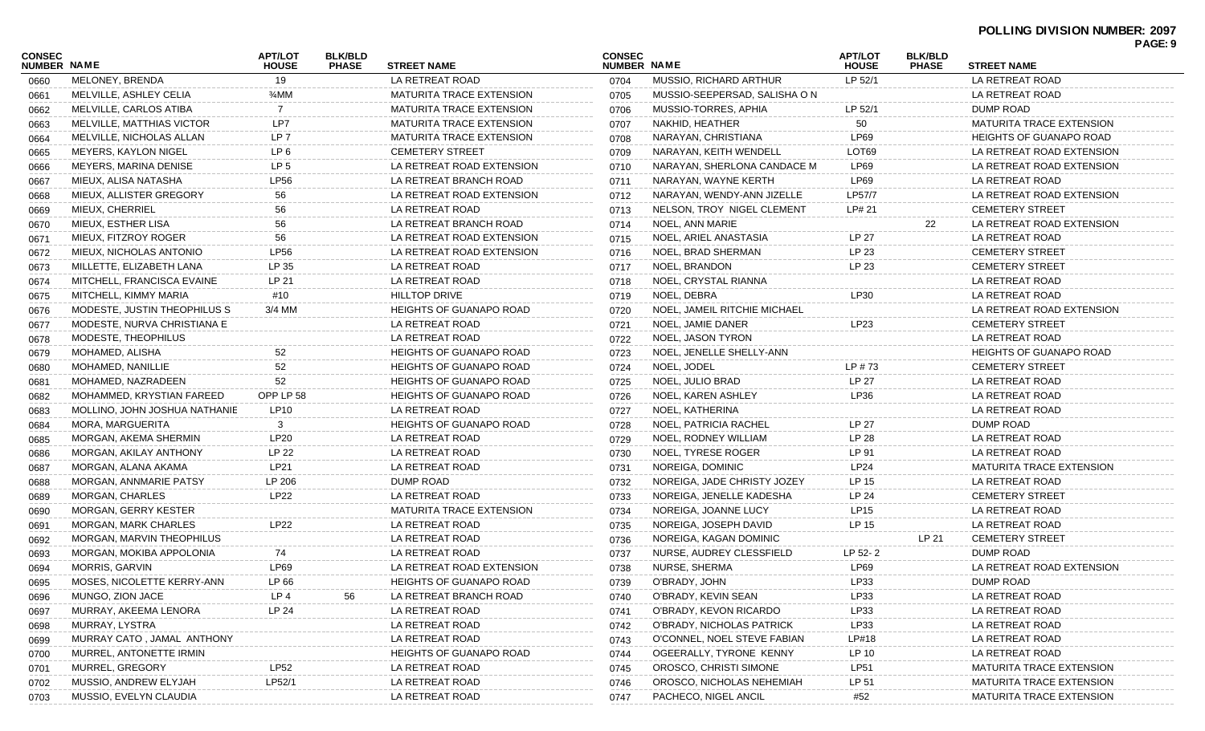**POLLING DIVISION NUMBER: 2097**

| CONSEC NUMBER | NAME | APT/LOT HOUSE | BLK/BLD PHASE | STREET NAME |
|---|---|---|---|---|
| 0660 | MELONEY, BRENDA | 19 | | LA RETREAT ROAD |
| 0661 | MELVILLE, ASHLEY CELIA | ¾MM | | MATURITA TRACE EXTENSION |
| 0662 | MELVILLE, CARLOS ATIBA | 7 | | MATURITA TRACE EXTENSION |
| 0663 | MELVILLE, MATTHIAS VICTOR | LP7 | | MATURITA TRACE EXTENSION |
| 0664 | MELVILLE, NICHOLAS ALLAN | LP 7 | | MATURITA TRACE EXTENSION |
| 0665 | MEYERS, KAYLON NIGEL | LP 6 | | CEMETERY STREET |
| 0666 | MEYERS, MARINA DENISE | LP 5 | | LA RETREAT ROAD EXTENSION |
| 0667 | MIEUX, ALISA NATASHA | LP56 | | LA RETREAT BRANCH ROAD |
| 0668 | MIEUX, ALLISTER GREGORY | 56 | | LA RETREAT ROAD EXTENSION |
| 0669 | MIEUX, CHERRIEL | 56 | | LA RETREAT ROAD |
| 0670 | MIEUX, ESTHER LISA | 56 | | LA RETREAT BRANCH ROAD |
| 0671 | MIEUX, FITZROY ROGER | 56 | | LA RETREAT ROAD EXTENSION |
| 0672 | MIEUX, NICHOLAS ANTONIO | LP56 | | LA RETREAT ROAD EXTENSION |
| 0673 | MILLETTE, ELIZABETH LANA | LP 35 | | LA RETREAT ROAD |
| 0674 | MITCHELL, FRANCISCA EVAINE | LP 21 | | LA RETREAT ROAD |
| 0675 | MITCHELL, KIMMY MARIA | #10 | | HILLTOP DRIVE |
| 0676 | MODESTE, JUSTIN THEOPHILUS S | 3/4 MM | | HEIGHTS OF GUANAPO ROAD |
| 0677 | MODESTE, NURVA CHRISTIANA E | | | LA RETREAT ROAD |
| 0678 | MODESTE, THEOPHILUS | | | LA RETREAT ROAD |
| 0679 | MOHAMED, ALISHA | 52 | | HEIGHTS OF GUANAPO ROAD |
| 0680 | MOHAMED, NANILLIE | 52 | | HEIGHTS OF GUANAPO ROAD |
| 0681 | MOHAMED, NAZRADEEN | 52 | | HEIGHTS OF GUANAPO ROAD |
| 0682 | MOHAMMED, KRYSTIAN FAREED | OPP LP 58 | | HEIGHTS OF GUANAPO ROAD |
| 0683 | MOLLINO, JOHN JOSHUA NATHANIE | LP10 | | LA RETREAT ROAD |
| 0684 | MORA, MARGUERITA | 3 | | HEIGHTS OF GUANAPO ROAD |
| 0685 | MORGAN, AKEMA SHERMIN | LP20 | | LA RETREAT ROAD |
| 0686 | MORGAN, AKILAY ANTHONY | LP 22 | | LA RETREAT ROAD |
| 0687 | MORGAN, ALANA AKAMA | LP21 | | LA RETREAT ROAD |
| 0688 | MORGAN, ANNMARIE PATSY | LP 206 | | DUMP ROAD |
| 0689 | MORGAN, CHARLES | LP22 | | LA RETREAT ROAD |
| 0690 | MORGAN, GERRY KESTER | | | MATURITA TRACE EXTENSION |
| 0691 | MORGAN, MARK CHARLES | LP22 | | LA RETREAT ROAD |
| 0692 | MORGAN, MARVIN THEOPHILUS | | | LA RETREAT ROAD |
| 0693 | MORGAN, MOKIBA APPOLONIA | 74 | | LA RETREAT ROAD |
| 0694 | MORRIS, GARVIN | LP69 | | LA RETREAT ROAD EXTENSION |
| 0695 | MOSES, NICOLETTE KERRY-ANN | LP 66 | | HEIGHTS OF GUANAPO ROAD |
| 0696 | MUNGO, ZION JACE | LP 4 | 56 | LA RETREAT BRANCH ROAD |
| 0697 | MURRAY, AKEEMA LENORA | LP 24 | | LA RETREAT ROAD |
| 0698 | MURRAY, LYSTRA | | | LA RETREAT ROAD |
| 0699 | MURRAY CATO , JAMAL ANTHONY | | | LA RETREAT ROAD |
| 0700 | MURREL, ANTONETTE IRMIN | | | HEIGHTS OF GUANAPO ROAD |
| 0701 | MURREL, GREGORY | LP52 | | LA RETREAT ROAD |
| 0702 | MUSSIO, ANDREW ELYJAH | LP52/1 | | LA RETREAT ROAD |
| 0703 | MUSSIO, EVELYN CLAUDIA | | | LA RETREAT ROAD |
| 0704 | MUSSIO, RICHARD ARTHUR | LP 52/1 | | LA RETREAT ROAD |
| 0705 | MUSSIO-SEEPERSAD, SALISHA O N | | | LA RETREAT ROAD |
| 0706 | MUSSIO-TORRES, APHIA | LP 52/1 | | DUMP ROAD |
| 0707 | NAKHID, HEATHER | 50 | | MATURITA TRACE EXTENSION |
| 0708 | NARAYAN, CHRISTIANA | LP69 | | HEIGHTS OF GUANAPO ROAD |
| 0709 | NARAYAN, KEITH WENDELL | LOT69 | | LA RETREAT ROAD EXTENSION |
| 0710 | NARAYAN, SHERLONA CANDACE M | LP69 | | LA RETREAT ROAD EXTENSION |
| 0711 | NARAYAN, WAYNE KERTH | LP69 | | LA RETREAT ROAD |
| 0712 | NARAYAN, WENDY-ANN JIZELLE | LP57/7 | | LA RETREAT ROAD EXTENSION |
| 0713 | NELSON, TROY NIGEL CLEMENT | LP# 21 | | CEMETERY STREET |
| 0714 | NOEL, ANN MARIE | | 22 | LA RETREAT ROAD EXTENSION |
| 0715 | NOEL, ARIEL ANASTASIA | LP 27 | | LA RETREAT ROAD |
| 0716 | NOEL, BRAD SHERMAN | LP 23 | | CEMETERY STREET |
| 0717 | NOEL, BRANDON | LP 23 | | CEMETERY STREET |
| 0718 | NOEL, CRYSTAL RIANNA | | | LA RETREAT ROAD |
| 0719 | NOEL, DEBRA | LP30 | | LA RETREAT ROAD |
| 0720 | NOEL, JAMEIL RITCHIE MICHAEL | | | LA RETREAT ROAD EXTENSION |
| 0721 | NOEL, JAMIE DANER | LP23 | | CEMETERY STREET |
| 0722 | NOEL, JASON TYRON | | | LA RETREAT ROAD |
| 0723 | NOEL, JENELLE SHELLY-ANN | | | HEIGHTS OF GUANAPO ROAD |
| 0724 | NOEL, JODEL | LP # 73 | | CEMETERY STREET |
| 0725 | NOEL, JULIO BRAD | LP 27 | | LA RETREAT ROAD |
| 0726 | NOEL, KAREN ASHLEY | LP36 | | LA RETREAT ROAD |
| 0727 | NOEL, KATHERINA | | | LA RETREAT ROAD |
| 0728 | NOEL, PATRICIA RACHEL | LP 27 | | DUMP ROAD |
| 0729 | NOEL, RODNEY WILLIAM | LP 28 | | LA RETREAT ROAD |
| 0730 | NOEL, TYRESE ROGER | LP 91 | | LA RETREAT ROAD |
| 0731 | NOREIGA, DOMINIC | LP24 | | MATURITA TRACE EXTENSION |
| 0732 | NOREIGA, JADE CHRISTY JOZEY | LP 15 | | LA RETREAT ROAD |
| 0733 | NOREIGA, JENELLE KADESHA | LP 24 | | CEMETERY STREET |
| 0734 | NOREIGA, JOANNE LUCY | LP15 | | LA RETREAT ROAD |
| 0735 | NOREIGA, JOSEPH DAVID | LP 15 | | LA RETREAT ROAD |
| 0736 | NOREIGA, KAGAN DOMINIC | | LP 21 | CEMETERY STREET |
| 0737 | NURSE, AUDREY CLESSFIELD | LP 52- 2 | | DUMP ROAD |
| 0738 | NURSE, SHERMA | LP69 | | LA RETREAT ROAD EXTENSION |
| 0739 | O'BRADY, JOHN | LP33 | | DUMP ROAD |
| 0740 | O'BRADY, KEVIN SEAN | LP33 | | LA RETREAT ROAD |
| 0741 | O'BRADY, KEVON RICARDO | LP33 | | LA RETREAT ROAD |
| 0742 | O'BRADY, NICHOLAS PATRICK | LP33 | | LA RETREAT ROAD |
| 0743 | O'CONNEL, NOEL STEVE FABIAN | LP#18 | | LA RETREAT ROAD |
| 0744 | OGEERALLY, TYRONE KENNY | LP 10 | | LA RETREAT ROAD |
| 0745 | OROSCO, CHRISTI SIMONE | LP51 | | MATURITA TRACE EXTENSION |
| 0746 | OROSCO, NICHOLAS NEHEMIAH | LP 51 | | MATURITA TRACE EXTENSION |
| 0747 | PACHECO, NIGEL ANCIL | #52 | | MATURITA TRACE EXTENSION |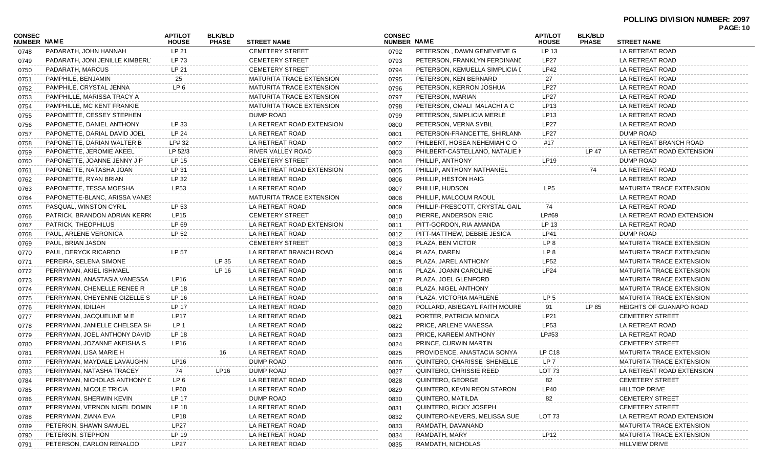**POLLING DIVISION NUMBER: 2097**

| CONSEC NUMBER | NAME | APT/LOT HOUSE | BLK/BLD PHASE | STREET NAME |
|---|---|---|---|---|
| 0748 | PADARATH, JOHN HANNAH | LP 21 | | CEMETERY STREET |
| 0749 | PADARATH, JONI JENILLE KIMBERL | LP 73 | | CEMETERY STREET |
| 0750 | PADARATH, MARCUS | LP 21 | | CEMETERY STREET |
| 0751 | PAMPHILE, BENJAMIN | 25 | | MATURITA TRACE EXTENSION |
| 0752 | PAMPHILE, CRYSTAL JENNA | LP 6 | | MATURITA TRACE EXTENSION |
| 0753 | PAMPHILLE, MARISSA TRACY A | | | MATURITA TRACE EXTENSION |
| 0754 | PAMPHILLE, MC KENT FRANKIE | | | MATURITA TRACE EXTENSION |
| 0755 | PAPONETTE, CESSEY STEPHEN | | | DUMP ROAD |
| 0756 | PAPONETTE, DANIEL ANTHONY | LP 33 | | LA RETREAT ROAD EXTENSION |
| 0757 | PAPONETTE, DARIAL DAVID JOEL | LP 24 | | LA RETREAT ROAD |
| 0758 | PAPONETTE, DARIAN WALTER B | LP# 32 | | LA RETREAT ROAD |
| 0759 | PAPONETTE, JEROMIE AKEEL | LP 52/3 | | RIVER VALLEY ROAD |
| 0760 | PAPONETTE, JOANNE JENNY J P | LP 15 | | CEMETERY STREET |
| 0761 | PAPONETTE, NATASHA JOAN | LP 31 | | LA RETREAT ROAD EXTENSION |
| 0762 | PAPONETTE, RYAN BRIAN | LP 32 | | LA RETREAT ROAD |
| 0763 | PAPONETTE, TESSA MOESHA | LP53 | | LA RETREAT ROAD |
| 0764 | PAPONETTE-BLANC, ARISSA VANES | | | MATURITA TRACE EXTENSION |
| 0765 | PASQUAL, WINSTON CYRIL | LP 53 | | LA RETREAT ROAD |
| 0766 | PATRICK, BRANDON ADRIAN KERR | LP15 | | CEMETERY STREET |
| 0767 | PATRICK, THEOPHILUS | LP 69 | | LA RETREAT ROAD EXTENSION |
| 0768 | PAUL, ARLENE VERONICA | LP 52 | | LA RETREAT ROAD |
| 0769 | PAUL, BRIAN JASON | | | CEMETERY STREET |
| 0770 | PAUL, DERYCK RICARDO | LP 57 | | LA RETREAT BRANCH ROAD |
| 0771 | PEREIRA, SELENA SIMONE | | LP 35 | LA RETREAT ROAD |
| 0772 | PERRYMAN, AKIEL ISHMAEL | | LP 16 | LA RETREAT ROAD |
| 0773 | PERRYMAN, ANASTASIA VANESSA | LP16 | | LA RETREAT ROAD |
| 0774 | PERRYMAN, CHENELLE RENEE R | LP 18 | | LA RETREAT ROAD |
| 0775 | PERRYMAN, CHEYENNE GIZELLE S | LP 16 | | LA RETREAT ROAD |
| 0776 | PERRYMAN, IDILIAH | LP 17 | | LA RETREAT ROAD |
| 0777 | PERRYMAN, JACQUELINE M E | LP17 | | LA RETREAT ROAD |
| 0778 | PERRYMAN, JANIELLE CHELSEA SH | LP 1 | | LA RETREAT ROAD |
| 0779 | PERRYMAN, JOEL ANTHONY DAVID | LP 18 | | LA RETREAT ROAD |
| 0780 | PERRYMAN, JOZANNE AKEISHA S | LP16 | | LA RETREAT ROAD |
| 0781 | PERRYMAN, LISA MARIE H | | 16 | LA RETREAT ROAD |
| 0782 | PERRYMAN, MAYDALE LAVAUGHN | LP16 | | DUMP ROAD |
| 0783 | PERRYMAN, NATASHA TRACEY | 74 | LP16 | DUMP ROAD |
| 0784 | PERRYMAN, NICHOLAS ANTHONY D | LP 6 | | LA RETREAT ROAD |
| 0785 | PERRYMAN, NICOLE TRICIA | LP60 | | LA RETREAT ROAD |
| 0786 | PERRYMAN, SHERWIN KEVIN | LP 17 | | DUMP ROAD |
| 0787 | PERRYMAN, VERNON NIGEL DOMIN | LP 18 | | LA RETREAT ROAD |
| 0788 | PERRYMAN, ZIANA EVA | LP18 | | LA RETREAT ROAD |
| 0789 | PETERKIN, SHAWN SAMUEL | LP27 | | LA RETREAT ROAD |
| 0790 | PETERKIN, STEPHON | LP 19 | | LA RETREAT ROAD |
| 0791 | PETERSON, CARLON RENALDO | LP27 | | LA RETREAT ROAD |
| 0792 | PETERSON , DAWN GENEVIEVE G | LP 13 | | LA RETREAT ROAD |
| 0793 | PETERSON, FRANKLYN FERDINAND | LP27 | | LA RETREAT ROAD |
| 0794 | PETERSON, KEMUELLA SIMPLICIA D | LP42 | | LA RETREAT ROAD |
| 0795 | PETERSON, KEN BERNARD | 27 | | LA RETREAT ROAD |
| 0796 | PETERSON, KERRON JOSHUA | LP27 | | LA RETREAT ROAD |
| 0797 | PETERSON, MARIAN | LP27 | | LA RETREAT ROAD |
| 0798 | PETERSON, OMALI MALACHI A C | LP13 | | LA RETREAT ROAD |
| 0799 | PETERSON, SIMPLICIA MERLE | LP13 | | LA RETREAT ROAD |
| 0800 | PETERSON, VERNA SYBIL | LP27 | | LA RETREAT ROAD |
| 0801 | PETERSON-FRANCETTE, SHIRLANN | LP27 | | DUMP ROAD |
| 0802 | PHILBERT, HOSEA NEHEMIAH C O | #17 | | LA RETREAT BRANCH ROAD |
| 0803 | PHILBERT-CASTELLANO, NATALIE M | | LP 47 | LA RETREAT ROAD EXTENSION |
| 0804 | PHILLIP, ANTHONY | LP19 | | DUMP ROAD |
| 0805 | PHILLIP, ANTHONY NATHANIEL | | 74 | LA RETREAT ROAD |
| 0806 | PHILLIP, HESTON HAIG | | | LA RETREAT ROAD |
| 0807 | PHILLIP, HUDSON | LP5 | | MATURITA TRACE EXTENSION |
| 0808 | PHILLIP, MALCOLM RAOUL | | | LA RETREAT ROAD |
| 0809 | PHILLIP-PRESCOTT, CRYSTAL GAIL | 74 | | LA RETREAT ROAD |
| 0810 | PIERRE, ANDERSON ERIC | LP#69 | | LA RETREAT ROAD EXTENSION |
| 0811 | PITT-GORDON, RIA AMANDA | LP 13 | | LA RETREAT ROAD |
| 0812 | PITT-MATTHEW, DEBBIE JESICA | LP41 | | DUMP ROAD |
| 0813 | PLAZA, BEN VICTOR | LP 8 | | MATURITA TRACE EXTENSION |
| 0814 | PLAZA, DAREN | LP 8 | | MATURITA TRACE EXTENSION |
| 0815 | PLAZA, JAREL ANTHONY | LP52 | | MATURITA TRACE EXTENSION |
| 0816 | PLAZA, JOANN CAROLINE | LP24 | | MATURITA TRACE EXTENSION |
| 0817 | PLAZA, JOEL GLENFORD | | | MATURITA TRACE EXTENSION |
| 0818 | PLAZA, NIGEL ANTHONY | | | MATURITA TRACE EXTENSION |
| 0819 | PLAZA, VICTORIA MARLENE | LP 5 | | MATURITA TRACE EXTENSION |
| 0820 | POLLARD, ABIEGAYL FAITH MOURE | 91 | LP 85 | HEIGHTS OF GUANAPO ROAD |
| 0821 | PORTER, PATRICIA MONICA | LP21 | | CEMETERY STREET |
| 0822 | PRICE, ARLENE VANESSA | LP53 | | LA RETREAT ROAD |
| 0823 | PRICE, KAREEM ANTHONY | LP#53 | | LA RETREAT ROAD |
| 0824 | PRINCE, CURWIN MARTIN | | | CEMETERY STREET |
| 0825 | PROVIDENCE, ANASTACIA SONYA | LP C18 | | MATURITA TRACE EXTENSION |
| 0826 | QUINTERO, CHARISSE SHENELLE | LP 7 | | MATURITA TRACE EXTENSION |
| 0827 | QUINTERO, CHRISSIE REED | LOT 73 | | LA RETREAT ROAD EXTENSION |
| 0828 | QUINTERO, GEORGE | 82 | | CEMETERY STREET |
| 0829 | QUINTERO, KEVIN REON STARON | LP40 | | HILLTOP DRIVE |
| 0830 | QUINTERO, MATILDA | 82 | | CEMETERY STREET |
| 0831 | QUINTERO, RICKY JOSEPH | | | CEMETERY STREET |
| 0832 | QUINTERO-NEVERS, MELISSA SUE | LOT 73 | | LA RETREAT ROAD EXTENSION |
| 0833 | RAMDATH, DAVANAND | | | MATURITA TRACE EXTENSION |
| 0834 | RAMDATH, MARY | LP12 | | MATURITA TRACE EXTENSION |
| 0835 | RAMDATH, NICHOLAS | | | HILLVIEW DRIVE |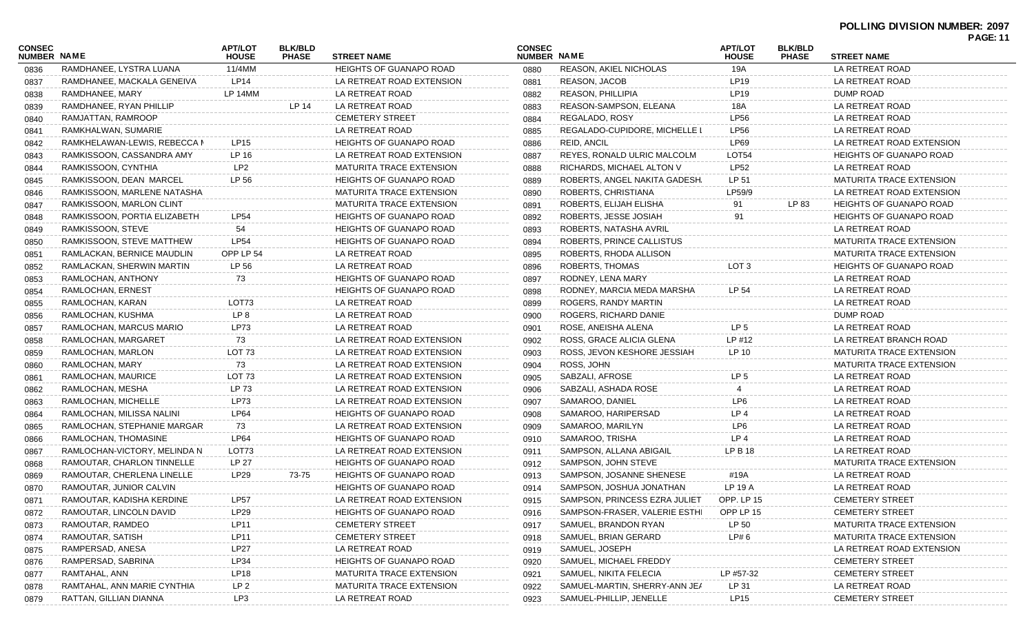**POLLING DIVISION NUMBER: 2097**

| CONSEC NUMBER | NAME | APT/LOT HOUSE | BLK/BLD PHASE | STREET NAME |
|---|---|---|---|---|
| 0836 | RAMDHANEE, LYSTRA LUANA | 11/4MM | | HEIGHTS OF GUANAPO ROAD |
| 0837 | RAMDHANEE, MACKALA GENEIVA | LP14 | | LA RETREAT ROAD EXTENSION |
| 0838 | RAMDHANEE, MARY | LP 14MM | | LA RETREAT ROAD |
| 0839 | RAMDHANEE, RYAN PHILLIP | | LP 14 | LA RETREAT ROAD |
| 0840 | RAMJATTAN, RAMROOP | | | CEMETERY STREET |
| 0841 | RAMKHALWAN, SUMARIE | | | LA RETREAT ROAD |
| 0842 | RAMKHELAWAN-LEWIS, REBECCA I | LP15 | | HEIGHTS OF GUANAPO ROAD |
| 0843 | RAMKISSOON, CASSANDRA AMY | LP 16 | | LA RETREAT ROAD EXTENSION |
| 0844 | RAMKISSOON, CYNTHIA | LP2 | | MATURITA TRACE EXTENSION |
| 0845 | RAMKISSOON, DEAN MARCEL | LP 56 | | HEIGHTS OF GUANAPO ROAD |
| 0846 | RAMKISSOON, MARLENE NATASHA | | | MATURITA TRACE EXTENSION |
| 0847 | RAMKISSOON, MARLON CLINT | | | MATURITA TRACE EXTENSION |
| 0848 | RAMKISSOON, PORTIA ELIZABETH | LP54 | | HEIGHTS OF GUANAPO ROAD |
| 0849 | RAMKISSOON, STEVE | 54 | | HEIGHTS OF GUANAPO ROAD |
| 0850 | RAMKISSOON, STEVE MATTHEW | LP54 | | HEIGHTS OF GUANAPO ROAD |
| 0851 | RAMLACKAN, BERNICE MAUDLIN | OPP LP 54 | | LA RETREAT ROAD |
| 0852 | RAMLACKAN, SHERWIN MARTIN | LP 56 | | LA RETREAT ROAD |
| 0853 | RAMLOCHAN, ANTHONY | 73 | | HEIGHTS OF GUANAPO ROAD |
| 0854 | RAMLOCHAN, ERNEST | | | HEIGHTS OF GUANAPO ROAD |
| 0855 | RAMLOCHAN, KARAN | LOT73 | | LA RETREAT ROAD |
| 0856 | RAMLOCHAN, KUSHMA | LP 8 | | LA RETREAT ROAD |
| 0857 | RAMLOCHAN, MARCUS MARIO | LP73 | | LA RETREAT ROAD |
| 0858 | RAMLOCHAN, MARGARET | 73 | | LA RETREAT ROAD EXTENSION |
| 0859 | RAMLOCHAN, MARLON | LOT 73 | | LA RETREAT ROAD EXTENSION |
| 0860 | RAMLOCHAN, MARY | 73 | | LA RETREAT ROAD EXTENSION |
| 0861 | RAMLOCHAN, MAURICE | LOT 73 | | LA RETREAT ROAD EXTENSION |
| 0862 | RAMLOCHAN, MESHA | LP 73 | | LA RETREAT ROAD EXTENSION |
| 0863 | RAMLOCHAN, MICHELLE | LP73 | | LA RETREAT ROAD EXTENSION |
| 0864 | RAMLOCHAN, MILISSA NALINI | LP64 | | HEIGHTS OF GUANAPO ROAD |
| 0865 | RAMLOCHAN, STEPHANIE MARGAR | 73 | | LA RETREAT ROAD EXTENSION |
| 0866 | RAMLOCHAN, THOMASINE | LP64 | | HEIGHTS OF GUANAPO ROAD |
| 0867 | RAMLOCHAN-VICTORY, MELINDA N | LOT73 | | LA RETREAT ROAD EXTENSION |
| 0868 | RAMOUTAR, CHARLON TINNELLE | LP 27 | | HEIGHTS OF GUANAPO ROAD |
| 0869 | RAMOUTAR, CHERLENA LINELLE | LP29 | 73-75 | HEIGHTS OF GUANAPO ROAD |
| 0870 | RAMOUTAR, JUNIOR CALVIN | | | HEIGHTS OF GUANAPO ROAD |
| 0871 | RAMOUTAR, KADISHA KERDINE | LP57 | | LA RETREAT ROAD EXTENSION |
| 0872 | RAMOUTAR, LINCOLN DAVID | LP29 | | HEIGHTS OF GUANAPO ROAD |
| 0873 | RAMOUTAR, RAMDEO | LP11 | | CEMETERY STREET |
| 0874 | RAMOUTAR, SATISH | LP11 | | CEMETERY STREET |
| 0875 | RAMPERSAD, ANESA | LP27 | | LA RETREAT ROAD |
| 0876 | RAMPERSAD, SABRINA | LP34 | | HEIGHTS OF GUANAPO ROAD |
| 0877 | RAMTAHAL, ANN | LP18 | | MATURITA TRACE EXTENSION |
| 0878 | RAMTAHAL, ANN MARIE CYNTHIA | LP 2 | | MATURITA TRACE EXTENSION |
| 0879 | RATTAN, GILLIAN DIANNA | LP3 | | LA RETREAT ROAD |
| 0880 | REASON, AKIEL NICHOLAS | 19A | | LA RETREAT ROAD |
| 0881 | REASON, JACOB | LP19 | | LA RETREAT ROAD |
| 0882 | REASON, PHILLIPIA | LP19 | | DUMP ROAD |
| 0883 | REASON-SAMPSON, ELEANA | 18A | | LA RETREAT ROAD |
| 0884 | REGALADO, ROSY | LP56 | | LA RETREAT ROAD |
| 0885 | REGALADO-CUPIDORE, MICHELLE I | LP56 | | LA RETREAT ROAD |
| 0886 | REID, ANCIL | LP69 | | LA RETREAT ROAD EXTENSION |
| 0887 | REYES, RONALD ULRIC MALCOLM | LOT54 | | HEIGHTS OF GUANAPO ROAD |
| 0888 | RICHARDS, MICHAEL ALTON V | LP52 | | LA RETREAT ROAD |
| 0889 | ROBERTS, ANGEL NAKITA GADESH. | LP 51 | | MATURITA TRACE EXTENSION |
| 0890 | ROBERTS, CHRISTIANA | LP59/9 | | LA RETREAT ROAD EXTENSION |
| 0891 | ROBERTS, ELIJAH ELISHA | 91 | LP 83 | HEIGHTS OF GUANAPO ROAD |
| 0892 | ROBERTS, JESSE JOSIAH | 91 | | HEIGHTS OF GUANAPO ROAD |
| 0893 | ROBERTS, NATASHA AVRIL | | | LA RETREAT ROAD |
| 0894 | ROBERTS, PRINCE CALLISTUS | | | MATURITA TRACE EXTENSION |
| 0895 | ROBERTS, RHODA ALLISON | | | MATURITA TRACE EXTENSION |
| 0896 | ROBERTS, THOMAS | LOT 3 | | HEIGHTS OF GUANAPO ROAD |
| 0897 | RODNEY, LENA MARY | | | LA RETREAT ROAD |
| 0898 | RODNEY, MARCIA MEDA MARSHA | LP 54 | | LA RETREAT ROAD |
| 0899 | ROGERS, RANDY MARTIN | | | LA RETREAT ROAD |
| 0900 | ROGERS, RICHARD DANIE | | | DUMP ROAD |
| 0901 | ROSE, ANEISHA ALENA | LP 5 | | LA RETREAT ROAD |
| 0902 | ROSS, GRACE ALICIA GLENA | LP #12 | | LA RETREAT BRANCH ROAD |
| 0903 | ROSS, JEVON KESHORE JESSIAH | LP 10 | | MATURITA TRACE EXTENSION |
| 0904 | ROSS, JOHN | | | MATURITA TRACE EXTENSION |
| 0905 | SABZALI, AFROSE | LP 5 | | LA RETREAT ROAD |
| 0906 | SABZALI, ASHADA ROSE | 4 | | LA RETREAT ROAD |
| 0907 | SAMAROO, DANIEL | LP6 | | LA RETREAT ROAD |
| 0908 | SAMAROO, HARIPERSAD | LP 4 | | LA RETREAT ROAD |
| 0909 | SAMAROO, MARILYN | LP6 | | LA RETREAT ROAD |
| 0910 | SAMAROO, TRISHA | LP 4 | | LA RETREAT ROAD |
| 0911 | SAMPSON, ALLANA ABIGAIL | LP B 18 | | LA RETREAT ROAD |
| 0912 | SAMPSON, JOHN STEVE | | | MATURITA TRACE EXTENSION |
| 0913 | SAMPSON, JOSANNE SHENESE | #19A | | LA RETREAT ROAD |
| 0914 | SAMPSON, JOSHUA JONATHAN | LP 19 A | | LA RETREAT ROAD |
| 0915 | SAMPSON, PRINCESS EZRA JULIET | OPP. LP 15 | | CEMETERY STREET |
| 0916 | SAMPSON-FRASER, VALERIE ESTHI | OPP LP 15 | | CEMETERY STREET |
| 0917 | SAMUEL, BRANDON RYAN | LP 50 | | MATURITA TRACE EXTENSION |
| 0918 | SAMUEL, BRIAN GERARD | LP# 6 | | MATURITA TRACE EXTENSION |
| 0919 | SAMUEL, JOSEPH | | | LA RETREAT ROAD EXTENSION |
| 0920 | SAMUEL, MICHAEL FREDDY | | | CEMETERY STREET |
| 0921 | SAMUEL, NIKITA FELECIA | LP #57-32 | | CEMETERY STREET |
| 0922 | SAMUEL-MARTIN, SHERRY-ANN JE/ | LP 31 | | LA RETREAT ROAD |
| 0923 | SAMUEL-PHILLIP, JENELLE | LP15 | | CEMETERY STREET |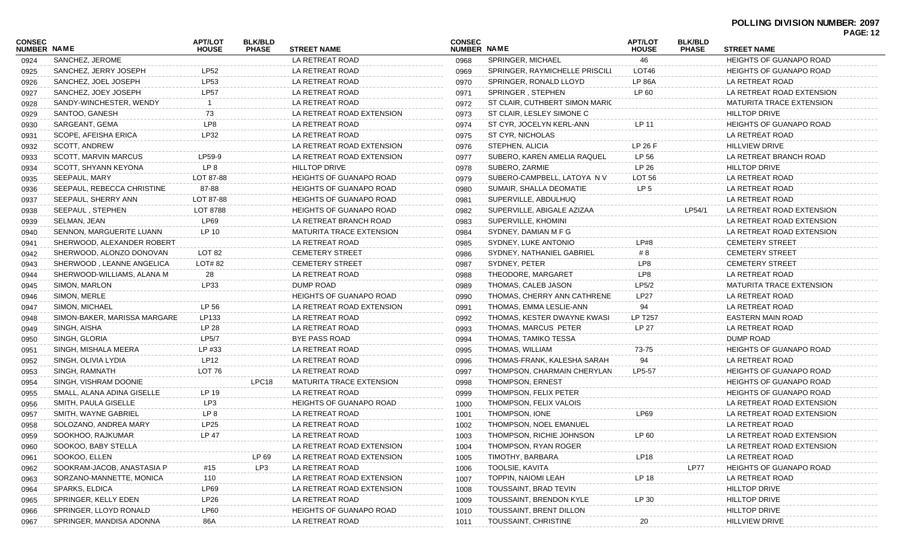**POLLING DIVISION NUMBER: 2097**

| CONSEC NUMBER | NAME | APT/LOT HOUSE | BLK/BLD PHASE | STREET NAME |
|---|---|---|---|---|
| 0924 | SANCHEZ, JEROME | | | LA RETREAT ROAD |
| 0925 | SANCHEZ, JERRY JOSEPH | LP52 | | LA RETREAT ROAD |
| 0926 | SANCHEZ, JOEL JOSEPH | LP53 | | LA RETREAT ROAD |
| 0927 | SANCHEZ, JOEY JOSEPH | LP57 | | LA RETREAT ROAD |
| 0928 | SANDY-WINCHESTER, WENDY | 1 | | LA RETREAT ROAD |
| 0929 | SANTOO, GANESH | 73 | | LA RETREAT ROAD EXTENSION |
| 0930 | SARGEANT, GEMA | LP8 | | LA RETREAT ROAD |
| 0931 | SCOPE, AFEISHA ERICA | LP32 | | LA RETREAT ROAD |
| 0932 | SCOTT, ANDREW | | | LA RETREAT ROAD EXTENSION |
| 0933 | SCOTT, MARVIN MARCUS | LP59-9 | | LA RETREAT ROAD EXTENSION |
| 0934 | SCOTT, SHYANN KEYONA | LP 8 | | HILLTOP DRIVE |
| 0935 | SEEPAUL, MARY | LOT 87-88 | | HEIGHTS OF GUANAPO ROAD |
| 0936 | SEEPAUL, REBECCA CHRISTINE | 87-88 | | HEIGHTS OF GUANAPO ROAD |
| 0937 | SEEPAUL, SHERRY ANN | LOT 87-88 | | HEIGHTS OF GUANAPO ROAD |
| 0938 | SEEPAUL , STEPHEN | LOT 8788 | | HEIGHTS OF GUANAPO ROAD |
| 0939 | SELMAN, JEAN | LP69 | | LA RETREAT BRANCH ROAD |
| 0940 | SENNON, MARGUERITE LUANN | LP 10 | | MATURITA TRACE EXTENSION |
| 0941 | SHERWOOD, ALEXANDER ROBERT | | | LA RETREAT ROAD |
| 0942 | SHERWOOD, ALONZO DONOVAN | LOT 82 | | CEMETERY STREET |
| 0943 | SHERWOOD , LEANNE ANGELICA | LOT# 82 | | CEMETERY STREET |
| 0944 | SHERWOOD-WILLIAMS, ALANA M | 28 | | LA RETREAT ROAD |
| 0945 | SIMON, MARLON | LP33 | | DUMP ROAD |
| 0946 | SIMON, MERLE | | | HEIGHTS OF GUANAPO ROAD |
| 0947 | SIMON, MICHAEL | LP 56 | | LA RETREAT ROAD EXTENSION |
| 0948 | SIMON-BAKER, MARISSA MARGARE | LP133 | | LA RETREAT ROAD |
| 0949 | SINGH, AISHA | LP 28 | | LA RETREAT ROAD |
| 0950 | SINGH, GLORIA | LP5/7 | | BYE PASS ROAD |
| 0951 | SINGH, MISHALA MEERA | LP #33 | | LA RETREAT ROAD |
| 0952 | SINGH, OLIVIA LYDIA | LP12 | | LA RETREAT ROAD |
| 0953 | SINGH, RAMNATH | LOT 76 | | LA RETREAT ROAD |
| 0954 | SINGH, VISHRAM DOONIE | | LPC18 | MATURITA TRACE EXTENSION |
| 0955 | SMALL, ALANA ADINA GISELLE | LP 19 | | LA RETREAT ROAD |
| 0956 | SMITH, PAULA GISELLE | LP3 | | HEIGHTS OF GUANAPO ROAD |
| 0957 | SMITH, WAYNE GABRIEL | LP 8 | | LA RETREAT ROAD |
| 0958 | SOLOZANO, ANDREA MARY | LP25 | | LA RETREAT ROAD |
| 0959 | SOOKHOO, RAJKUMAR | LP 47 | | LA RETREAT ROAD |
| 0960 | SOOKOO, BABY STELLA | | | LA RETREAT ROAD EXTENSION |
| 0961 | SOOKOO, ELLEN | | LP 69 | LA RETREAT ROAD EXTENSION |
| 0962 | SOOKRAM-JACOB, ANASTASIA P | #15 | LP3 | LA RETREAT ROAD |
| 0963 | SORZANO-MANNETTE, MONICA | 110 | | LA RETREAT ROAD EXTENSION |
| 0964 | SPARKS, ELDICA | LP69 | | LA RETREAT ROAD EXTENSION |
| 0965 | SPRINGER, KELLY EDEN | LP26 | | LA RETREAT ROAD |
| 0966 | SPRINGER, LLOYD RONALD | LP60 | | HEIGHTS OF GUANAPO ROAD |
| 0967 | SPRINGER, MANDISA ADONNA | 86A | | LA RETREAT ROAD |
| 0968 | SPRINGER, MICHAEL | 46 | | HEIGHTS OF GUANAPO ROAD |
| 0969 | SPRINGER, RAYMICHELLE PRISCILL | LOT46 | | HEIGHTS OF GUANAPO ROAD |
| 0970 | SPRINGER, RONALD LLOYD | LP 86A | | LA RETREAT ROAD |
| 0971 | SPRINGER , STEPHEN | LP 60 | | LA RETREAT ROAD EXTENSION |
| 0972 | ST CLAIR, CUTHBERT SIMON MARIC | | | MATURITA TRACE EXTENSION |
| 0973 | ST CLAIR, LESLEY SIMONE C | | | HILLTOP DRIVE |
| 0974 | ST CYR, JOCELYN KERL-ANN | LP 11 | | HEIGHTS OF GUANAPO ROAD |
| 0975 | ST CYR, NICHOLAS | | | LA RETREAT ROAD |
| 0976 | STEPHEN, ALICIA | LP 26 F | | HILLVIEW DRIVE |
| 0977 | SUBERO, KAREN AMELIA RAQUEL | LP 56 | | LA RETREAT BRANCH ROAD |
| 0978 | SUBERO, ZARMIE | LP 26 | | HILLTOP DRIVE |
| 0979 | SUBERO-CAMPBELL, LATOYA N V | LOT 56 | | LA RETREAT ROAD |
| 0980 | SUMAIR, SHALLA DEOMATIE | LP 5 | | LA RETREAT ROAD |
| 0981 | SUPERVILLE, ABDULHUQ | | | LA RETREAT ROAD |
| 0982 | SUPERVILLE, ABIGALE AZIZAA | | LP54/1 | LA RETREAT ROAD EXTENSION |
| 0983 | SUPERVILLE, KHOMINI | | | LA RETREAT ROAD EXTENSION |
| 0984 | SYDNEY, DAMIAN M F G | | | LA RETREAT ROAD EXTENSION |
| 0985 | SYDNEY, LUKE ANTONIO | LP#8 | | CEMETERY STREET |
| 0986 | SYDNEY, NATHANIEL GABRIEL | # 8 | | CEMETERY STREET |
| 0987 | SYDNEY, PETER | LP8 | | CEMETERY STREET |
| 0988 | THEODORE, MARGARET | LP8 | | LA RETREAT ROAD |
| 0989 | THOMAS, CALEB JASON | LP5/2 | | MATURITA TRACE EXTENSION |
| 0990 | THOMAS, CHERRY ANN CATHRENE | LP27 | | LA RETREAT ROAD |
| 0991 | THOMAS, EMMA LESLIE-ANN | 94 | | LA RETREAT ROAD |
| 0992 | THOMAS, KESTER DWAYNE KWASI | LP T257 | | EASTERN MAIN ROAD |
| 0993 | THOMAS, MARCUS PETER | LP 27 | | LA RETREAT ROAD |
| 0994 | THOMAS, TAMIKO TESSA | | | DUMP ROAD |
| 0995 | THOMAS, WILLIAM | 73-75 | | HEIGHTS OF GUANAPO ROAD |
| 0996 | THOMAS-FRANK, KALESHA SARAH | 94 | | LA RETREAT ROAD |
| 0997 | THOMPSON, CHARMAIN CHERYLAN | LP5-57 | | HEIGHTS OF GUANAPO ROAD |
| 0998 | THOMPSON, ERNEST | | | HEIGHTS OF GUANAPO ROAD |
| 0999 | THOMPSON, FELIX PETER | | | HEIGHTS OF GUANAPO ROAD |
| 1000 | THOMPSON, FELIX VALOIS | | | LA RETREAT ROAD EXTENSION |
| 1001 | THOMPSON, IONE | LP69 | | LA RETREAT ROAD EXTENSION |
| 1002 | THOMPSON, NOEL EMANUEL | | | LA RETREAT ROAD |
| 1003 | THOMPSON, RICHIE JOHNSON | LP 60 | | LA RETREAT ROAD EXTENSION |
| 1004 | THOMPSON, RYAN ROGER | | | LA RETREAT ROAD EXTENSION |
| 1005 | TIMOTHY, BARBARA | LP18 | | LA RETREAT ROAD |
| 1006 | TOOLSIE, KAVITA | | LP77 | HEIGHTS OF GUANAPO ROAD |
| 1007 | TOPPIN, NAIOMI LEAH | LP 18 | | LA RETREAT ROAD |
| 1008 | TOUSSAINT, BRAD TEVIN | | | HILLTOP DRIVE |
| 1009 | TOUSSAINT, BRENDON KYLE | LP 30 | | HILLTOP DRIVE |
| 1010 | TOUSSAINT, BRENT DILLON | | | HILLTOP DRIVE |
| 1011 | TOUSSAINT, CHRISTINE | 20 | | HILLVIEW DRIVE |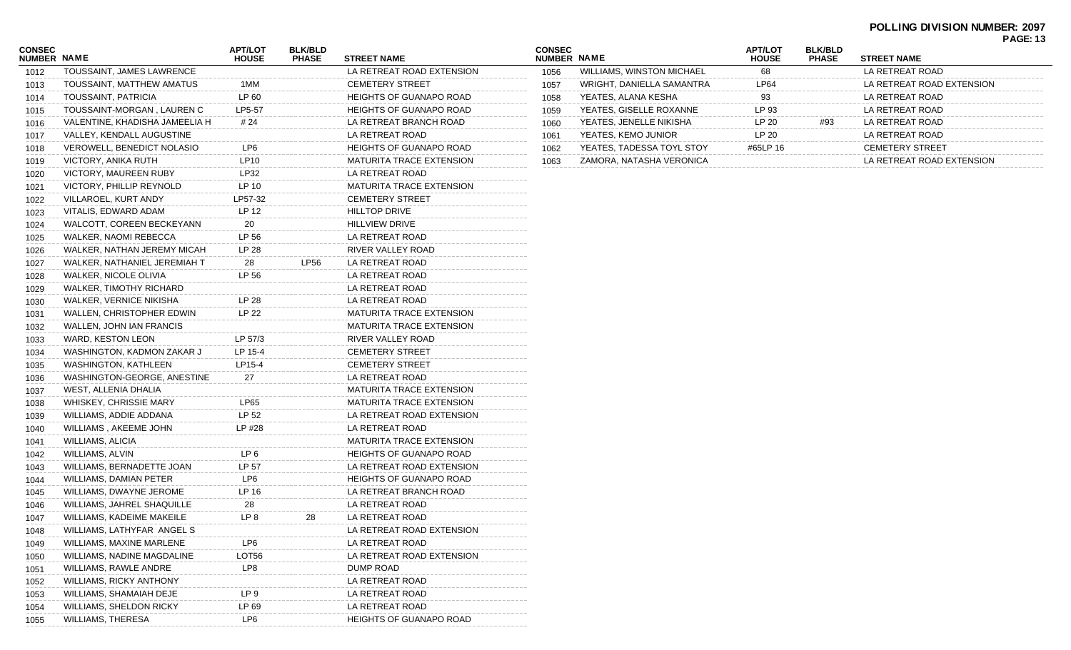# POLLING DIVISION NUMBER: 2097

| CONSEC NUMBER | NAME | APT/LOT HOUSE | BLK/BLD PHASE | STREET NAME |
|---|---|---|---|---|
| 1012 | TOUSSAINT, JAMES LAWRENCE | | | LA RETREAT ROAD EXTENSION |
| 1013 | TOUSSAINT, MATTHEW AMATUS | 1MM | | CEMETERY STREET |
| 1014 | TOUSSAINT, PATRICIA | LP 60 | | HEIGHTS OF GUANAPO ROAD |
| 1015 | TOUSSAINT-MORGAN , LAUREN C | LP5-57 | | HEIGHTS OF GUANAPO ROAD |
| 1016 | VALENTINE, KHADISHA JAMEELIA H | # 24 | | LA RETREAT BRANCH ROAD |
| 1017 | VALLEY, KENDALL AUGUSTINE | | | LA RETREAT ROAD |
| 1018 | VEROWELL, BENEDICT NOLASIO | LP6 | | HEIGHTS OF GUANAPO ROAD |
| 1019 | VICTORY, ANIKA RUTH | LP10 | | MATURITA TRACE EXTENSION |
| 1020 | VICTORY, MAUREEN RUBY | LP32 | | LA RETREAT ROAD |
| 1021 | VICTORY, PHILLIP REYNOLD | LP 10 | | MATURITA TRACE EXTENSION |
| 1022 | VILLAROEL, KURT ANDY | LP57-32 | | CEMETERY STREET |
| 1023 | VITALIS, EDWARD ADAM | LP 12 | | HILLTOP DRIVE |
| 1024 | WALCOTT, COREEN BECKEYANN | 20 | | HILLVIEW DRIVE |
| 1025 | WALKER, NAOMI REBECCA | LP 56 | | LA RETREAT ROAD |
| 1026 | WALKER, NATHAN JEREMY MICAH | LP 28 | | RIVER VALLEY ROAD |
| 1027 | WALKER, NATHANIEL JEREMIAH T | 28 | LP56 | LA RETREAT ROAD |
| 1028 | WALKER, NICOLE OLIVIA | LP 56 | | LA RETREAT ROAD |
| 1029 | WALKER, TIMOTHY RICHARD | | | LA RETREAT ROAD |
| 1030 | WALKER, VERNICE NIKISHA | LP 28 | | LA RETREAT ROAD |
| 1031 | WALLEN, CHRISTOPHER EDWIN | LP 22 | | MATURITA TRACE EXTENSION |
| 1032 | WALLEN, JOHN IAN FRANCIS | | | MATURITA TRACE EXTENSION |
| 1033 | WARD, KESTON LEON | LP 57/3 | | RIVER VALLEY ROAD |
| 1034 | WASHINGTON, KADMON ZAKAR J | LP 15-4 | | CEMETERY STREET |
| 1035 | WASHINGTON, KATHLEEN | LP15-4 | | CEMETERY STREET |
| 1036 | WASHINGTON-GEORGE, ANESTINE | 27 | | LA RETREAT ROAD |
| 1037 | WEST, ALLENIA DHALIA | | | MATURITA TRACE EXTENSION |
| 1038 | WHISKEY, CHRISSIE MARY | LP65 | | MATURITA TRACE EXTENSION |
| 1039 | WILLIAMS, ADDIE ADDANA | LP 52 | | LA RETREAT ROAD EXTENSION |
| 1040 | WILLIAMS , AKEEME JOHN | LP #28 | | LA RETREAT ROAD |
| 1041 | WILLIAMS, ALICIA | | | MATURITA TRACE EXTENSION |
| 1042 | WILLIAMS, ALVIN | LP 6 | | HEIGHTS OF GUANAPO ROAD |
| 1043 | WILLIAMS, BERNADETTE JOAN | LP 57 | | LA RETREAT ROAD EXTENSION |
| 1044 | WILLIAMS, DAMIAN PETER | LP6 | | HEIGHTS OF GUANAPO ROAD |
| 1045 | WILLIAMS, DWAYNE JEROME | LP 16 | | LA RETREAT BRANCH ROAD |
| 1046 | WILLIAMS, JAHREL SHAQUILLE | 28 | | LA RETREAT ROAD |
| 1047 | WILLIAMS, KADEIME MAKEILE | LP 8 | 28 | LA RETREAT ROAD |
| 1048 | WILLIAMS, LATHYFAR ANGEL S | | | LA RETREAT ROAD EXTENSION |
| 1049 | WILLIAMS, MAXINE MARLENE | LP6 | | LA RETREAT ROAD |
| 1050 | WILLIAMS, NADINE MAGDALINE | LOT56 | | LA RETREAT ROAD EXTENSION |
| 1051 | WILLIAMS, RAWLE ANDRE | LP8 | | DUMP ROAD |
| 1052 | WILLIAMS, RICKY ANTHONY | | | LA RETREAT ROAD |
| 1053 | WILLIAMS, SHAMAIAH DEJE | LP 9 | | LA RETREAT ROAD |
| 1054 | WILLIAMS, SHELDON RICKY | LP 69 | | LA RETREAT ROAD |
| 1055 | WILLIAMS, THERESA | LP6 | | HEIGHTS OF GUANAPO ROAD |
| 1056 | WILLIAMS, WINSTON MICHAEL | 68 | | LA RETREAT ROAD |
| 1057 | WRIGHT, DANIELLA SAMANTRA | LP64 | | LA RETREAT ROAD EXTENSION |
| 1058 | YEATES, ALANA KESHA | 93 | | LA RETREAT ROAD |
| 1059 | YEATES, GISELLE ROXANNE | LP 93 | | LA RETREAT ROAD |
| 1060 | YEATES, JENELLE NIKISHA | LP 20 | #93 | LA RETREAT ROAD |
| 1061 | YEATES, KEMO JUNIOR | LP 20 | | LA RETREAT ROAD |
| 1062 | YEATES, TADESSA TOYL STOY | #65LP 16 | | CEMETERY STREET |
| 1063 | ZAMORA, NATASHA VERONICA | | | LA RETREAT ROAD EXTENSION |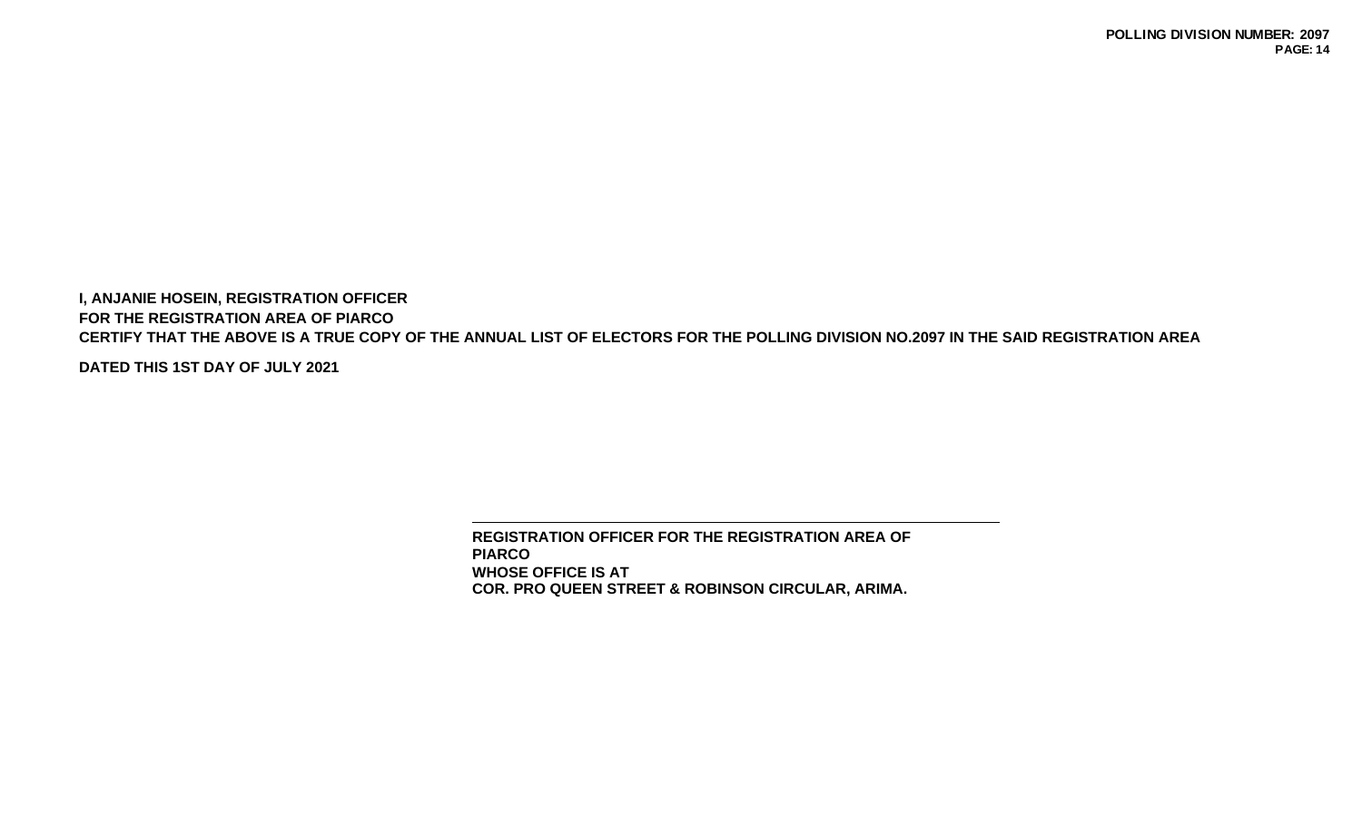**I, ANJANIE HOSEIN, REGISTRATION OFFICER**
**FOR THE REGISTRATION AREA OF PIARCO**
**CERTIFY THAT THE ABOVE IS A TRUE COPY OF THE ANNUAL LIST OF ELECTORS FOR THE POLLING DIVISION NO.2097 IN THE SAID REGISTRATION AREA**

**DATED THIS 1ST DAY OF JULY 2021**

---

**REGISTRATION OFFICER FOR THE REGISTRATION AREA OF PIARCO**
**WHOSE OFFICE IS AT**
**COR. PRO QUEEN STREET & ROBINSON CIRCULAR, ARIMA.**